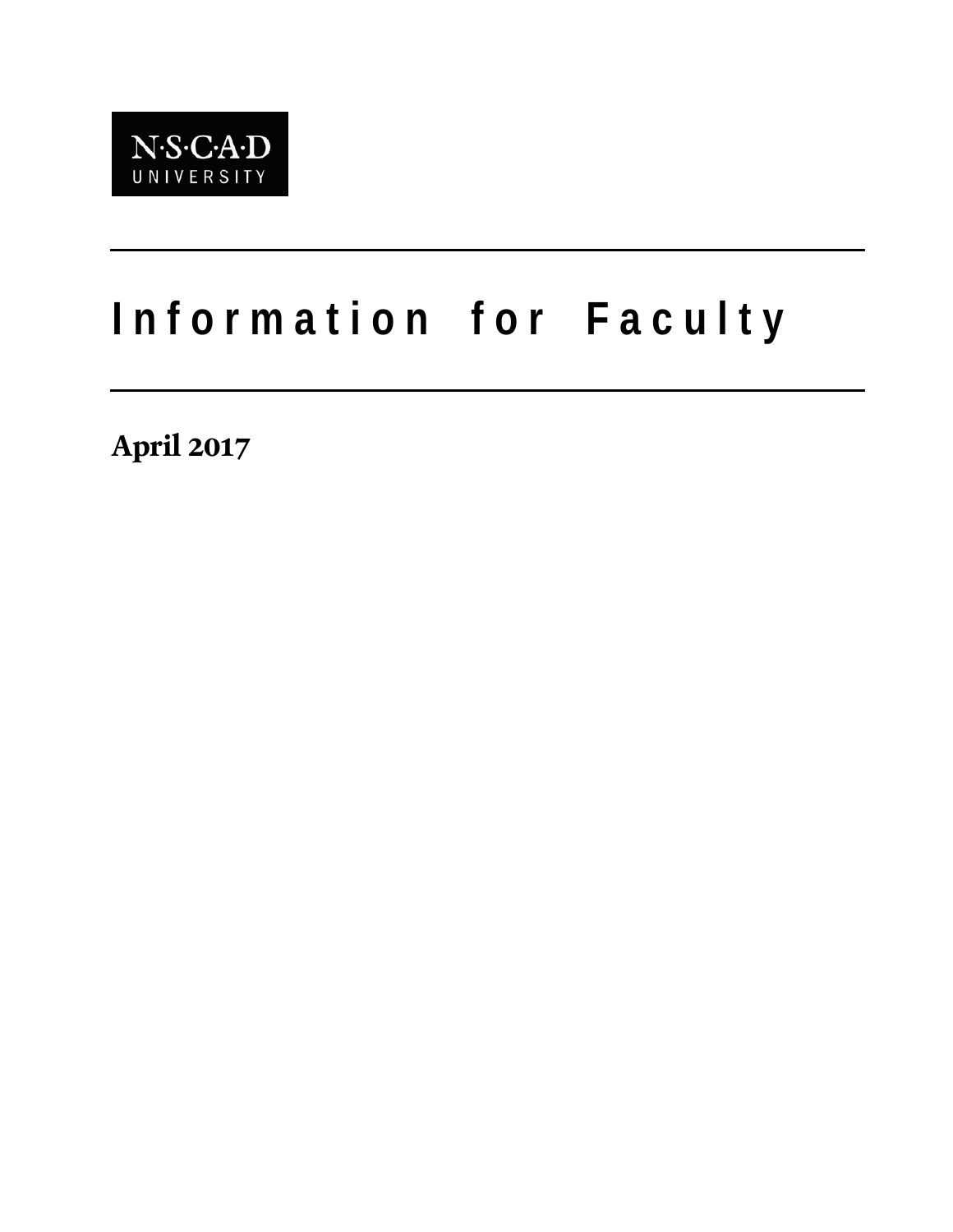N·S·C·A·D
UNIVERSITY

# Information for Faculty

**April 2017**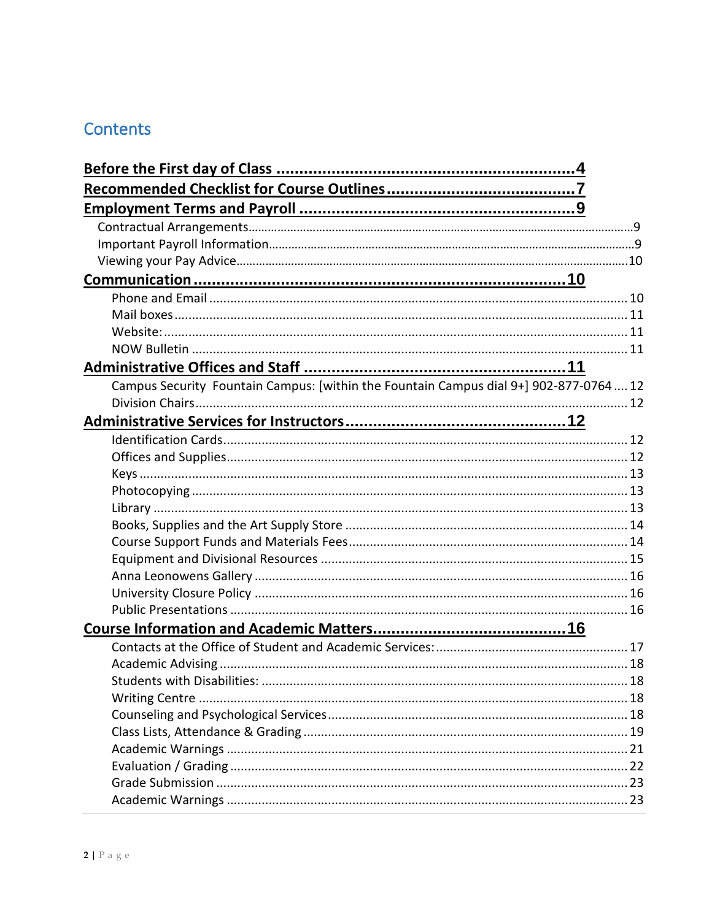# Contents

**Before the First day of Class .................................................................4**

**Recommended Checklist for Course Outlines .........................................7**

**Employment Terms and Payroll ...........................................................9**

- Contractual Arrangements.........................................................................................................9
- Important Payroll Information...................................................................................................9
- Viewing your Pay Advice...........................................................................................................10

**Communication ...................................................................................10**

- Phone and Email ...................................................................................................................... 10
- Mail boxes ............................................................................................................................... 11
- Website: .................................................................................................................................. 11
- NOW Bulletin .......................................................................................................................... 11

**Administrative Offices and Staff .........................................................11**

- Campus Security Fountain Campus: [within the Fountain Campus dial 9+] 902-877-0764 .... 12
- Division Chairs......................................................................................................................... 12

**Administrative Services for Instructors ................................................12**

- Identification Cards.................................................................................................................. 12
- Offices and Supplies................................................................................................................. 12
- Keys ......................................................................................................................................... 13
- Photocopying ........................................................................................................................... 13
- Library ..................................................................................................................................... 13
- Books, Supplies and the Art Supply Store ................................................................................ 14
- Course Support Funds and Materials Fees............................................................................... 14
- Equipment and Divisional Resources ....................................................................................... 15
- Anna Leonowens Gallery ......................................................................................................... 16
- University Closure Policy ......................................................................................................... 16
- Public Presentations ................................................................................................................ 16

**Course Information and Academic Matters..........................................16**

- Contacts at the Office of Student and Academic Services:....................................................... 17
- Academic Advising ................................................................................................................... 18
- Students with Disabilities: ....................................................................................................... 18
- Writing Centre ......................................................................................................................... 18
- Counseling and Psychological Services..................................................................................... 18
- Class Lists, Attendance & Grading ............................................................................................ 19
- Academic Warnings ................................................................................................................. 21
- Evaluation / Grading ................................................................................................................ 22
- Grade Submission .................................................................................................................... 23
- Academic Warnings ................................................................................................................. 23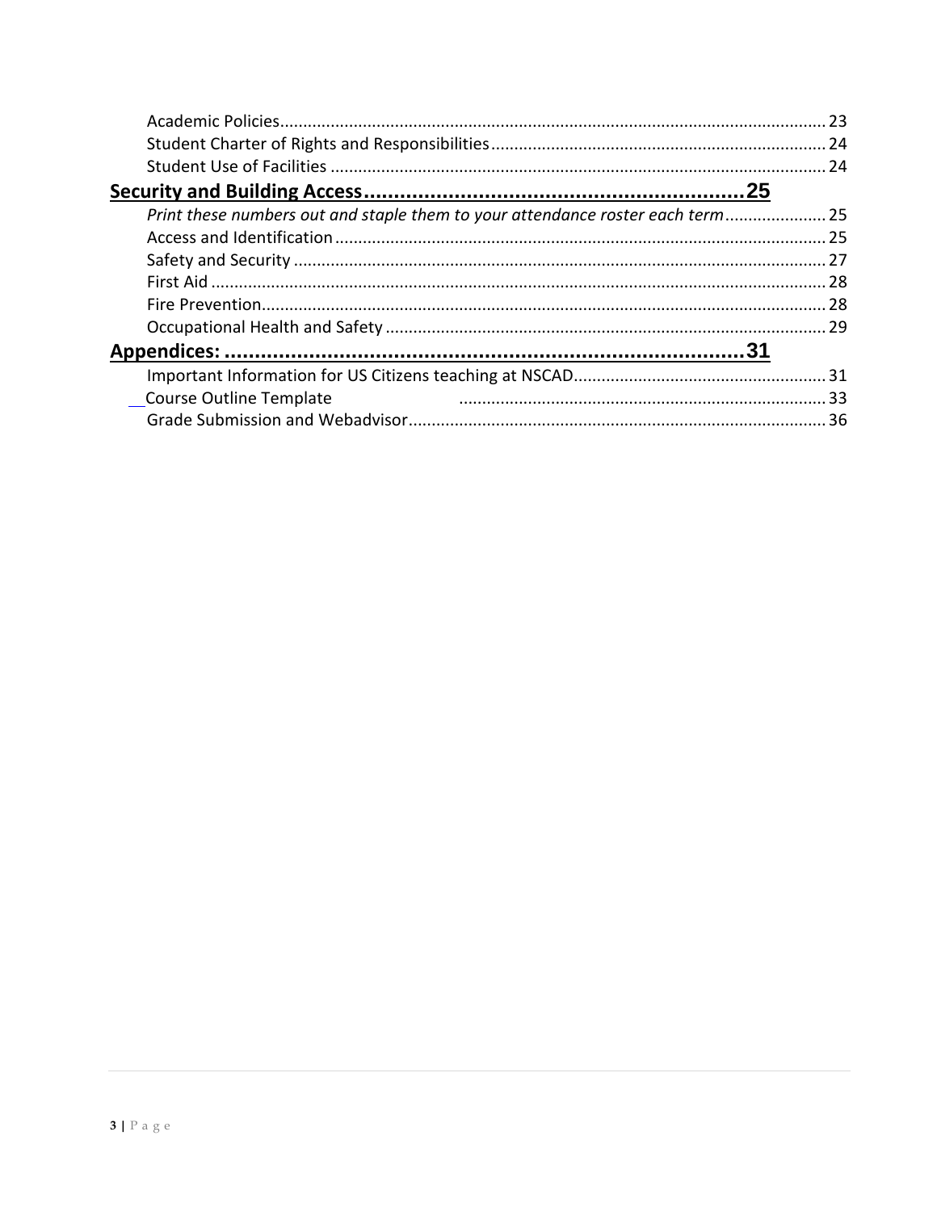Academic Policies ........ 23
Student Charter of Rights and Responsibilities ........ 24
Student Use of Facilities ........ 24

**Security and Building Access ........ 25**

*Print these numbers out and staple them to your attendance roster each term* ........ 25
Access and Identification ........ 25
Safety and Security ........ 27
First Aid ........ 28
Fire Prevention ........ 28
Occupational Health and Safety ........ 29

**Appendices: ........ 31**

Important Information for US Citizens teaching at NSCAD ........ 31
Course Outline Template ........ 33
Grade Submission and Webadvisor ........ 36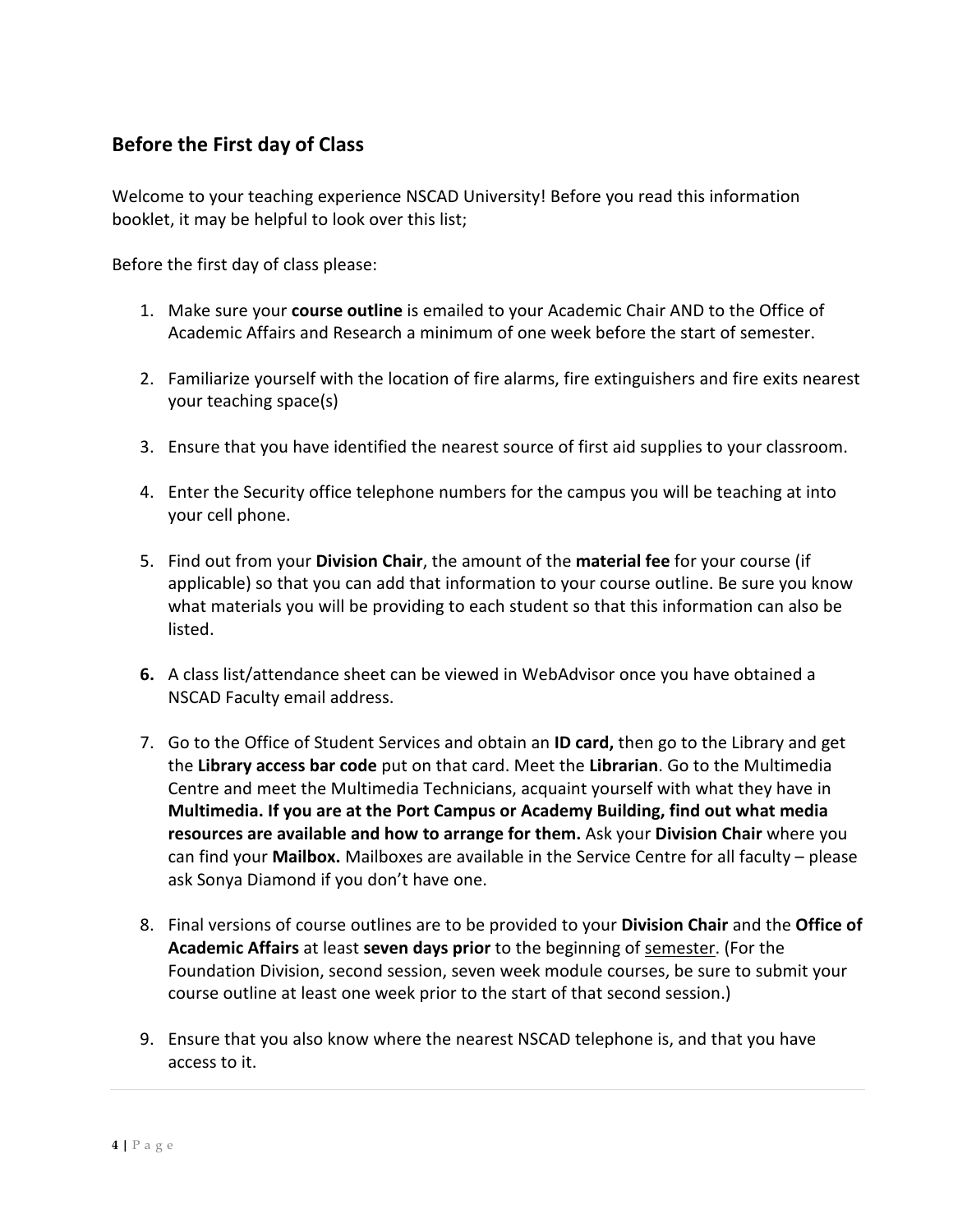## Before the First day of Class

Welcome to your teaching experience NSCAD University! Before you read this information booklet, it may be helpful to look over this list;

Before the first day of class please:

1. Make sure your **course outline** is emailed to your Academic Chair AND to the Office of Academic Affairs and Research a minimum of one week before the start of semester.

2. Familiarize yourself with the location of fire alarms, fire extinguishers and fire exits nearest your teaching space(s)

3. Ensure that you have identified the nearest source of first aid supplies to your classroom.

4. Enter the Security office telephone numbers for the campus you will be teaching at into your cell phone.

5. Find out from your **Division Chair**, the amount of the **material fee** for your course (if applicable) so that you can add that information to your course outline. Be sure you know what materials you will be providing to each student so that this information can also be listed.

6. A class list/attendance sheet can be viewed in WebAdvisor once you have obtained a NSCAD Faculty email address.

7. Go to the Office of Student Services and obtain an **ID card,** then go to the Library and get the **Library access bar code** put on that card. Meet the **Librarian**. Go to the Multimedia Centre and meet the Multimedia Technicians, acquaint yourself with what they have in **Multimedia. If you are at the Port Campus or Academy Building, find out what media resources are available and how to arrange for them.** Ask your **Division Chair** where you can find your **Mailbox.** Mailboxes are available in the Service Centre for all faculty – please ask Sonya Diamond if you don't have one.

8. Final versions of course outlines are to be provided to your **Division Chair** and the **Office of Academic Affairs** at least **seven days prior** to the beginning of semester. (For the Foundation Division, second session, seven week module courses, be sure to submit your course outline at least one week prior to the start of that second session.)

9. Ensure that you also know where the nearest NSCAD telephone is, and that you have access to it.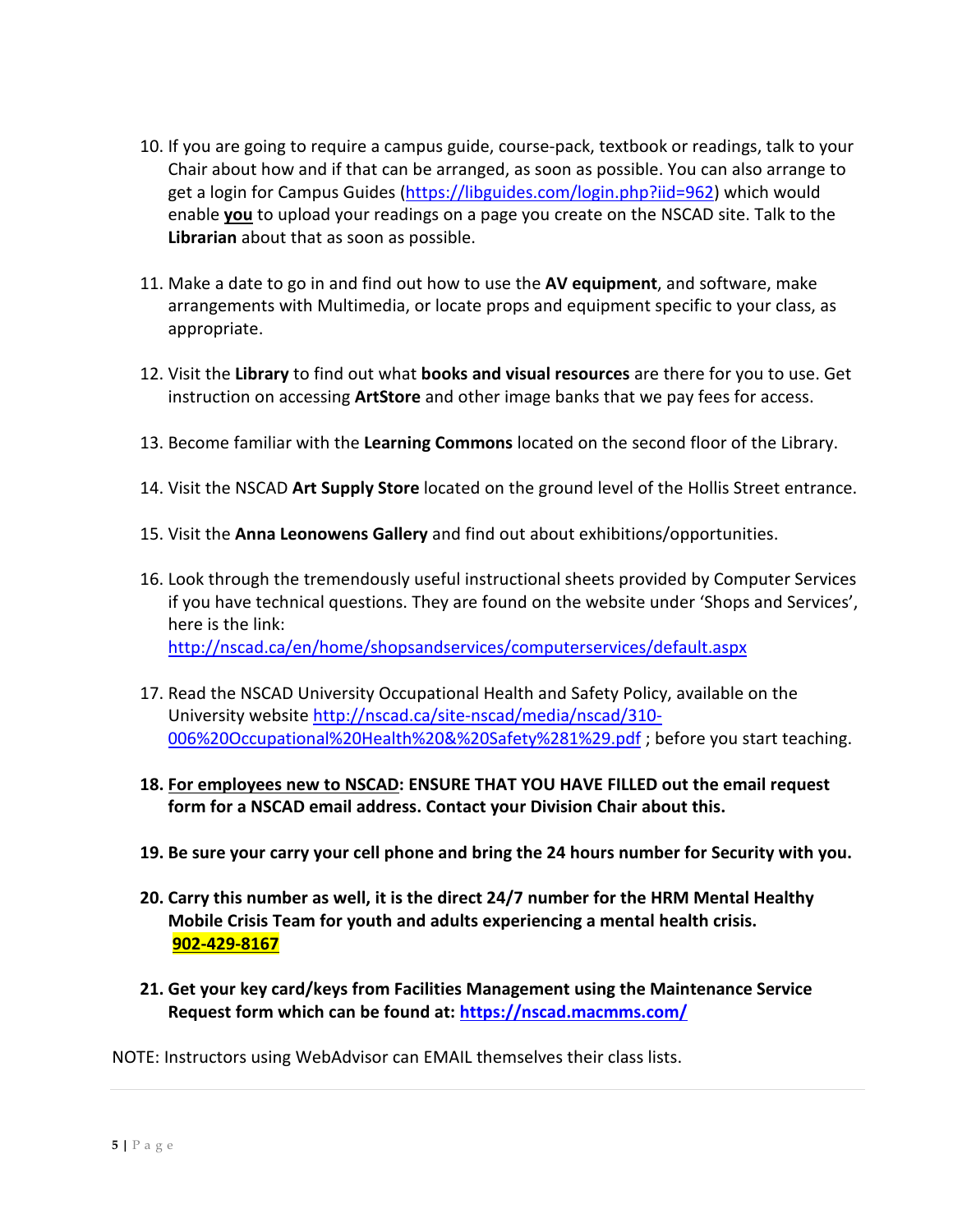10. If you are going to require a campus guide, course-pack, textbook or readings, talk to your Chair about how and if that can be arranged, as soon as possible. You can also arrange to get a login for Campus Guides (https://libguides.com/login.php?iid=962) which would enable **you** to upload your readings on a page you create on the NSCAD site. Talk to the **Librarian** about that as soon as possible.

11. Make a date to go in and find out how to use the **AV equipment**, and software, make arrangements with Multimedia, or locate props and equipment specific to your class, as appropriate.

12. Visit the **Library** to find out what **books and visual resources** are there for you to use. Get instruction on accessing **ArtStore** and other image banks that we pay fees for access.

13. Become familiar with the **Learning Commons** located on the second floor of the Library.

14. Visit the NSCAD **Art Supply Store** located on the ground level of the Hollis Street entrance.

15. Visit the **Anna Leonowens Gallery** and find out about exhibitions/opportunities.

16. Look through the tremendously useful instructional sheets provided by Computer Services if you have technical questions. They are found on the website under 'Shops and Services', here is the link: http://nscad.ca/en/home/shopsandservices/computerservices/default.aspx

17. Read the NSCAD University Occupational Health and Safety Policy, available on the University website http://nscad.ca/site-nscad/media/nscad/310-006%20Occupational%20Health%20&%20Safety%281%29.pdf ; before you start teaching.

18. **For employees new to NSCAD: ENSURE THAT YOU HAVE FILLED out the email request form for a NSCAD email address. Contact your Division Chair about this.**

19. **Be sure your carry your cell phone and bring the 24 hours number for Security with you.**

20. **Carry this number as well, it is the direct 24/7 number for the HRM Mental Healthy Mobile Crisis Team for youth and adults experiencing a mental health crisis. 902-429-8167**

21. **Get your key card/keys from Facilities Management using the Maintenance Service Request form which can be found at: https://nscad.macmms.com/**

NOTE: Instructors using WebAdvisor can EMAIL themselves their class lists.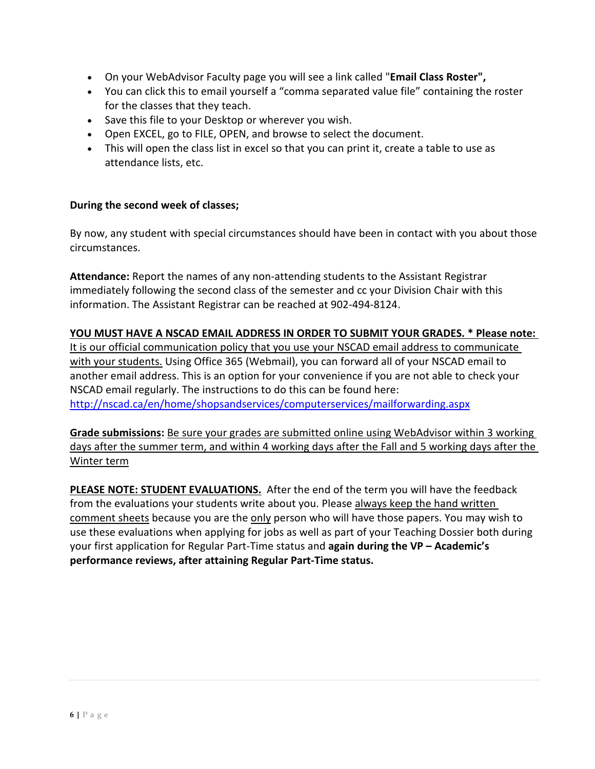- On your WebAdvisor Faculty page you will see a link called "**Email Class Roster",**
- You can click this to email yourself a "comma separated value file" containing the roster for the classes that they teach.
- Save this file to your Desktop or wherever you wish.
- Open EXCEL, go to FILE, OPEN, and browse to select the document.
- This will open the class list in excel so that you can print it, create a table to use as attendance lists, etc.

**During the second week of classes;**

By now, any student with special circumstances should have been in contact with you about those circumstances.

**Attendance:** Report the names of any non-attending students to the Assistant Registrar immediately following the second class of the semester and cc your Division Chair with this information. The Assistant Registrar can be reached at 902-494-8124.

<u>**YOU MUST HAVE A NSCAD EMAIL ADDRESS IN ORDER TO SUBMIT YOUR GRADES. * Please note:**</u> <u>It is our official communication policy that you use your NSCAD email address to communicate with your students.</u> Using Office 365 (Webmail), you can forward all of your NSCAD email to another email address. This is an option for your convenience if you are not able to check your NSCAD email regularly. The instructions to do this can be found here: [http://nscad.ca/en/home/shopsandservices/computerservices/mailforwarding.aspx](http://nscad.ca/en/home/shopsandservices/computerservices/mailforwarding.aspx)

<u>**Grade submissions**</u>**:** <u>Be sure your grades are submitted online using WebAdvisor within 3 working days after the summer term, and within 4 working days after the Fall and 5 working days after the Winter term</u>

<u>**PLEASE NOTE: STUDENT EVALUATIONS.**</u> After the end of the term you will have the feedback from the evaluations your students write about you. Please <u>always keep the hand written comment sheets</u> because you are the <u>only</u> person who will have those papers. You may wish to use these evaluations when applying for jobs as well as part of your Teaching Dossier both during your first application for Regular Part-Time status and **again during the VP – Academic's performance reviews, after attaining Regular Part-Time status.**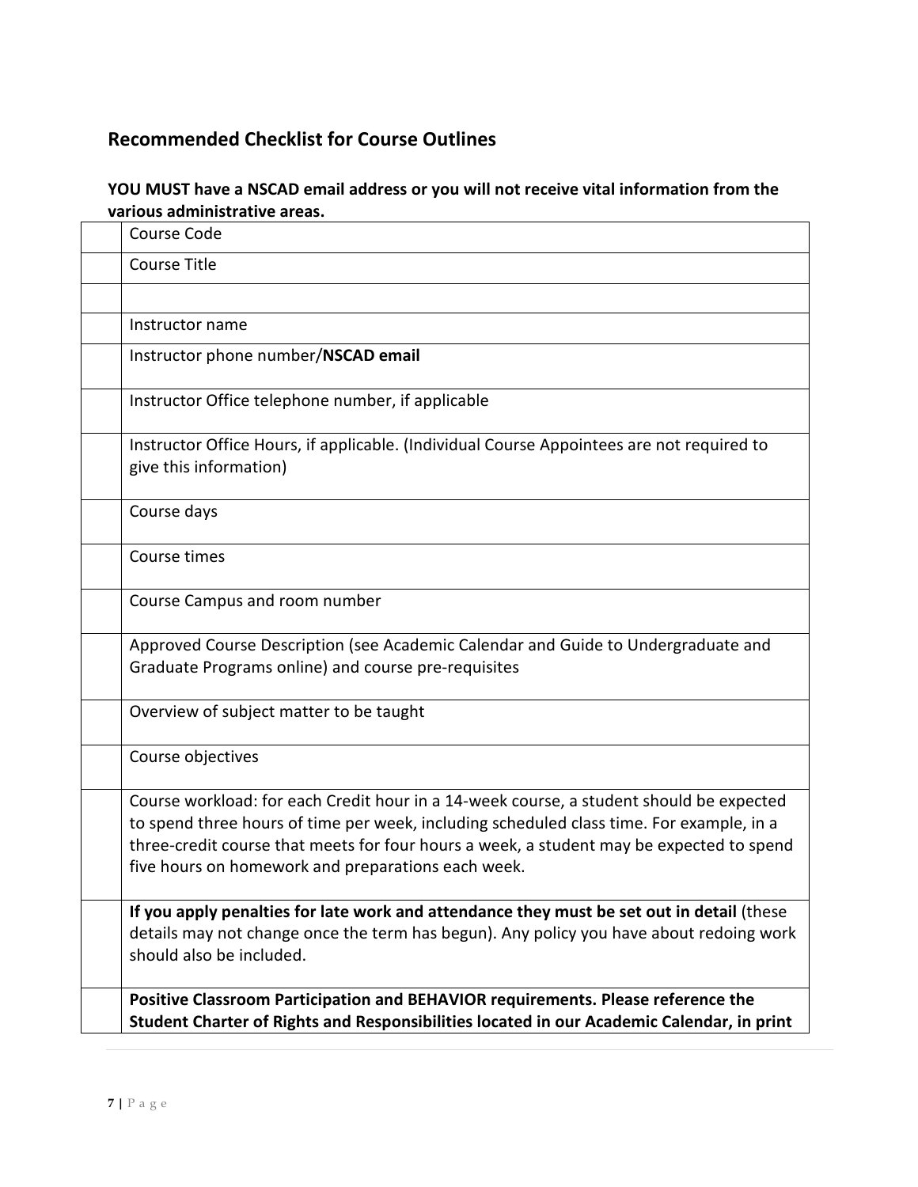## Recommended Checklist for Course Outlines

**YOU MUST have a NSCAD email address or you will not receive vital information from the various administrative areas.**

| | |
|---|---|
| | Course Code |
| | Course Title |
| | |
| | Instructor name |
| | Instructor phone number/**NSCAD email** |
| | Instructor Office telephone number, if applicable |
| | Instructor Office Hours, if applicable. (Individual Course Appointees are not required to give this information) |
| | Course days |
| | Course times |
| | Course Campus and room number |
| | Approved Course Description (see Academic Calendar and Guide to Undergraduate and Graduate Programs online) and course pre-requisites |
| | Overview of subject matter to be taught |
| | Course objectives |
| | Course workload: for each Credit hour in a 14-week course, a student should be expected to spend three hours of time per week, including scheduled class time. For example, in a three-credit course that meets for four hours a week, a student may be expected to spend five hours on homework and preparations each week. |
| | **If you apply penalties for late work and attendance they must be set out in detail** (these details may not change once the term has begun). Any policy you have about redoing work should also be included. |
| | **Positive Classroom Participation and BEHAVIOR requirements. Please reference the Student Charter of Rights and Responsibilities located in our Academic Calendar, in print** |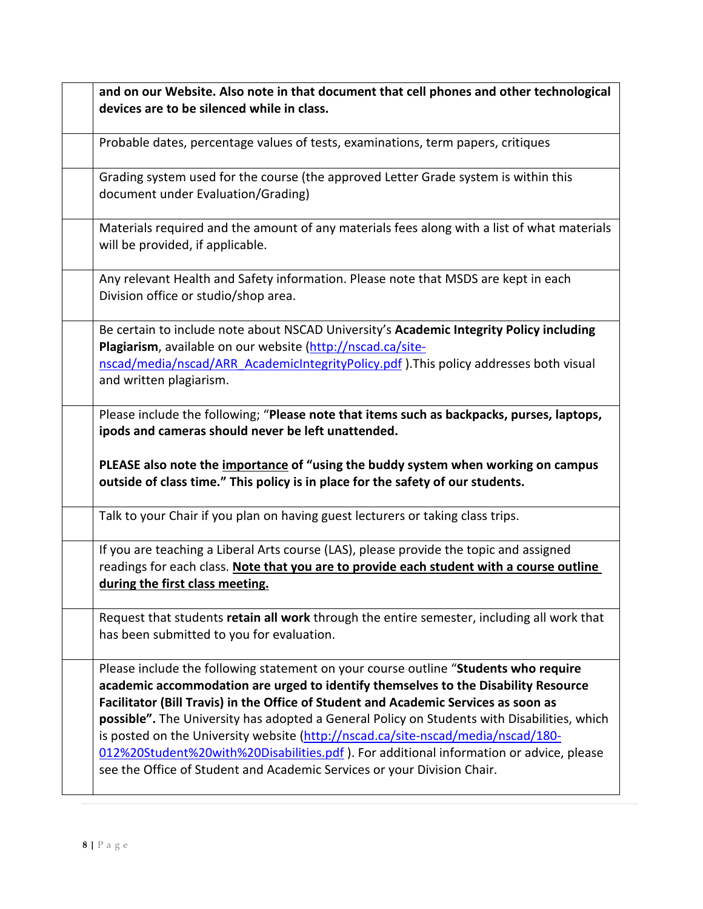| | |
|---|---|
| | **and on our Website. Also note in that document that cell phones and other technological devices are to be silenced while in class.** |
| | Probable dates, percentage values of tests, examinations, term papers, critiques |
| | Grading system used for the course (the approved Letter Grade system is within this document under Evaluation/Grading) |
| | Materials required and the amount of any materials fees along with a list of what materials will be provided, if applicable. |
| | Any relevant Health and Safety information. Please note that MSDS are kept in each Division office or studio/shop area. |
| | Be certain to include note about NSCAD University's **Academic Integrity Policy including Plagiarism**, available on our website (http://nscad.ca/site-nscad/media/nscad/ARR_AcademicIntegrityPolicy.pdf ).This policy addresses both visual and written plagiarism. |
| | Please include the following; "**Please note that items such as backpacks, purses, laptops, ipods and cameras should never be left unattended.**<br><br>**PLEASE also note the <u>importance</u> of "using the buddy system when working on campus outside of class time." This policy is in place for the safety of our students.** |
| | Talk to your Chair if you plan on having guest lecturers or taking class trips. |
| | If you are teaching a Liberal Arts course (LAS), please provide the topic and assigned readings for each class. **<u>Note that you are to provide each student with a course outline during the first class meeting.</u>** |
| | Request that students **retain all work** through the entire semester, including all work that has been submitted to you for evaluation. |
| | Please include the following statement on your course outline "**Students who require academic accommodation are urged to identify themselves to the Disability Resource Facilitator (Bill Travis) in the Office of Student and Academic Services as soon as possible".** The University has adopted a General Policy on Students with Disabilities, which is posted on the University website (http://nscad.ca/site-nscad/media/nscad/180-012%20Student%20with%20Disabilities.pdf ). For additional information or advice, please see the Office of Student and Academic Services or your Division Chair. |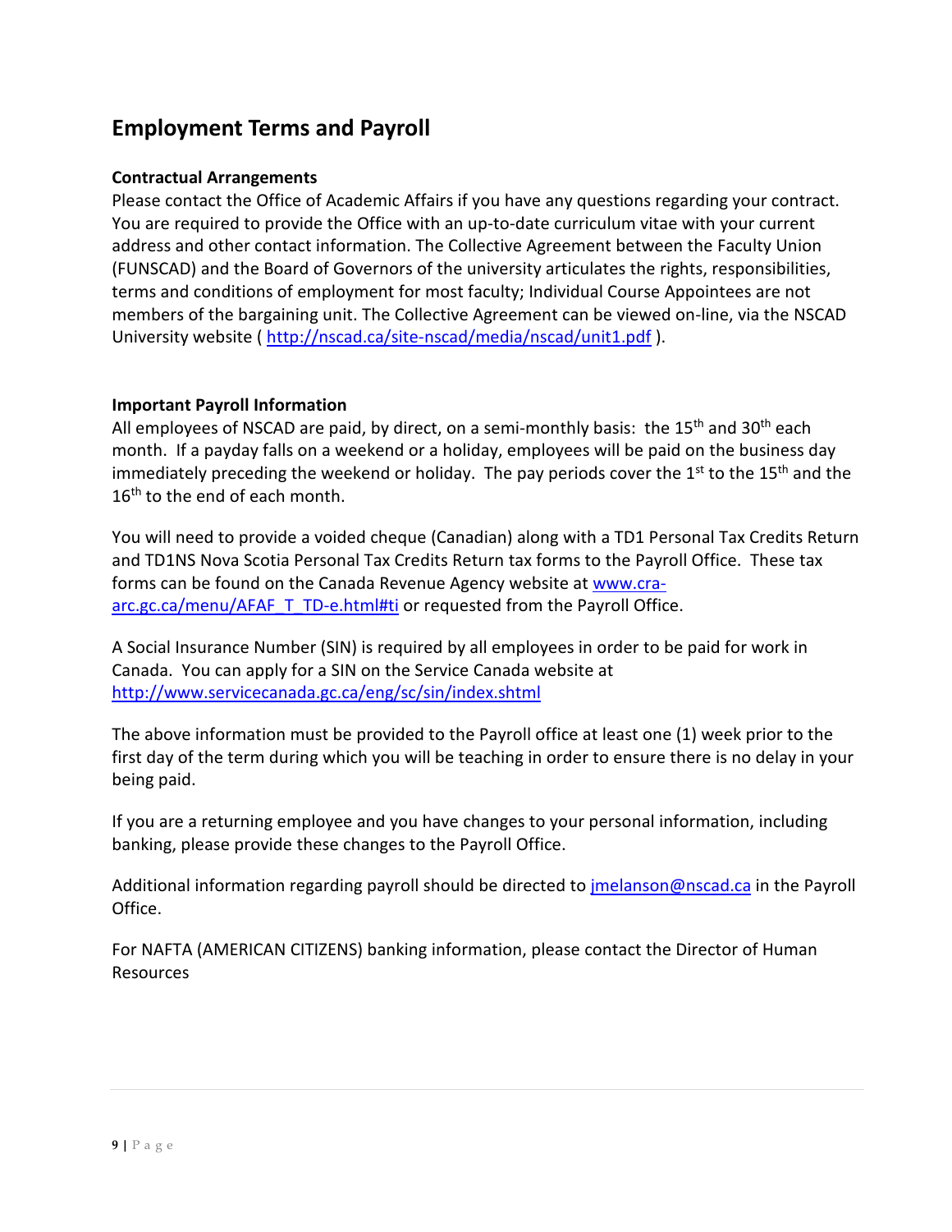## Employment Terms and Payroll

**Contractual Arrangements**

Please contact the Office of Academic Affairs if you have any questions regarding your contract. You are required to provide the Office with an up-to-date curriculum vitae with your current address and other contact information. The Collective Agreement between the Faculty Union (FUNSCAD) and the Board of Governors of the university articulates the rights, responsibilities, terms and conditions of employment for most faculty; Individual Course Appointees are not members of the bargaining unit. The Collective Agreement can be viewed on-line, via the NSCAD University website ( http://nscad.ca/site-nscad/media/nscad/unit1.pdf ).

**Important Payroll Information**

All employees of NSCAD are paid, by direct, on a semi-monthly basis: the 15th and 30th each month. If a payday falls on a weekend or a holiday, employees will be paid on the business day immediately preceding the weekend or holiday. The pay periods cover the 1st to the 15th and the 16th to the end of each month.

You will need to provide a voided cheque (Canadian) along with a TD1 Personal Tax Credits Return and TD1NS Nova Scotia Personal Tax Credits Return tax forms to the Payroll Office. These tax forms can be found on the Canada Revenue Agency website at www.cra-arc.gc.ca/menu/AFAF_T_TD-e.html#ti or requested from the Payroll Office.

A Social Insurance Number (SIN) is required by all employees in order to be paid for work in Canada. You can apply for a SIN on the Service Canada website at http://www.servicecanada.gc.ca/eng/sc/sin/index.shtml

The above information must be provided to the Payroll office at least one (1) week prior to the first day of the term during which you will be teaching in order to ensure there is no delay in your being paid.

If you are a returning employee and you have changes to your personal information, including banking, please provide these changes to the Payroll Office.

Additional information regarding payroll should be directed to jmelanson@nscad.ca in the Payroll Office.

For NAFTA (AMERICAN CITIZENS) banking information, please contact the Director of Human Resources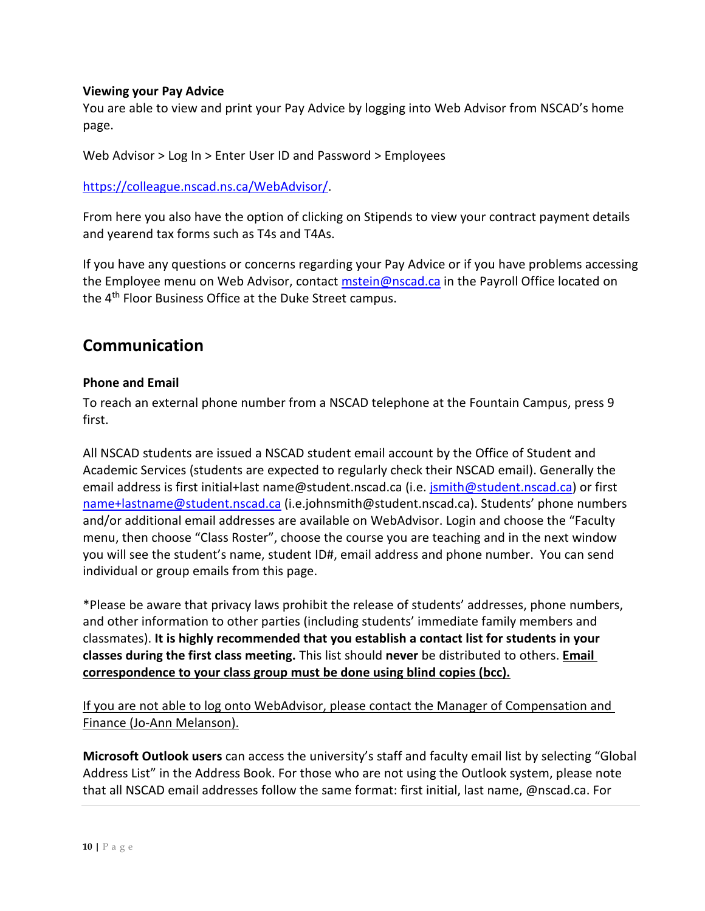**Viewing your Pay Advice**

You are able to view and print your Pay Advice by logging into Web Advisor from NSCAD's home page.

Web Advisor > Log In > Enter User ID and Password > Employees

https://colleague.nscad.ns.ca/WebAdvisor/.

From here you also have the option of clicking on Stipends to view your contract payment details and yearend tax forms such as T4s and T4As.

If you have any questions or concerns regarding your Pay Advice or if you have problems accessing the Employee menu on Web Advisor, contact mstein@nscad.ca in the Payroll Office located on the 4th Floor Business Office at the Duke Street campus.

## Communication

**Phone and Email**

To reach an external phone number from a NSCAD telephone at the Fountain Campus, press 9 first.

All NSCAD students are issued a NSCAD student email account by the Office of Student and Academic Services (students are expected to regularly check their NSCAD email). Generally the email address is first initial+last name@student.nscad.ca (i.e. jsmith@student.nscad.ca) or first name+lastname@student.nscad.ca (i.e.johnsmith@student.nscad.ca). Students' phone numbers and/or additional email addresses are available on WebAdvisor. Login and choose the "Faculty menu, then choose "Class Roster", choose the course you are teaching and in the next window you will see the student's name, student ID#, email address and phone number. You can send individual or group emails from this page.

*Please be aware that privacy laws prohibit the release of students' addresses, phone numbers, and other information to other parties (including students' immediate family members and classmates). **It is highly recommended that you establish a contact list for students in your classes during the first class meeting.** This list should **never** be distributed to others. **Email correspondence to your class group must be done using blind copies (bcc).**

If you are not able to log onto WebAdvisor, please contact the Manager of Compensation and Finance (Jo-Ann Melanson).

**Microsoft Outlook users** can access the university's staff and faculty email list by selecting "Global Address List" in the Address Book. For those who are not using the Outlook system, please note that all NSCAD email addresses follow the same format: first initial, last name, @nscad.ca. For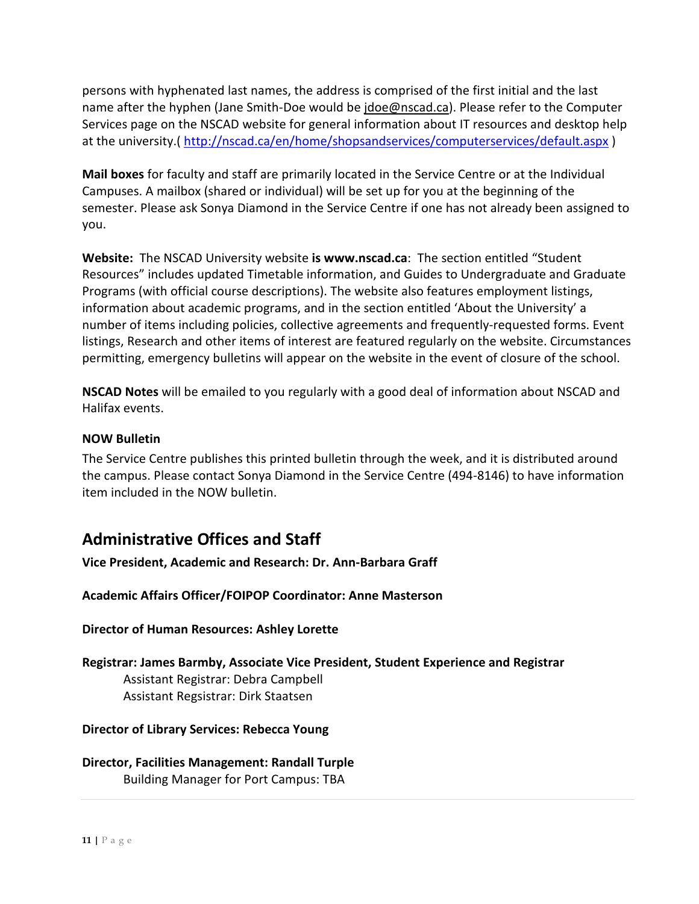persons with hyphenated last names, the address is comprised of the first initial and the last name after the hyphen (Jane Smith-Doe would be jdoe@nscad.ca). Please refer to the Computer Services page on the NSCAD website for general information about IT resources and desktop help at the university.( http://nscad.ca/en/home/shopsandservices/computerservices/default.aspx )

**Mail boxes** for faculty and staff are primarily located in the Service Centre or at the Individual Campuses. A mailbox (shared or individual) will be set up for you at the beginning of the semester. Please ask Sonya Diamond in the Service Centre if one has not already been assigned to you.

**Website:** The NSCAD University website **is www.nscad.ca**: The section entitled "Student Resources" includes updated Timetable information, and Guides to Undergraduate and Graduate Programs (with official course descriptions). The website also features employment listings, information about academic programs, and in the section entitled 'About the University' a number of items including policies, collective agreements and frequently-requested forms. Event listings, Research and other items of interest are featured regularly on the website. Circumstances permitting, emergency bulletins will appear on the website in the event of closure of the school.

**NSCAD Notes** will be emailed to you regularly with a good deal of information about NSCAD and Halifax events.

**NOW Bulletin**

The Service Centre publishes this printed bulletin through the week, and it is distributed around the campus. Please contact Sonya Diamond in the Service Centre (494-8146) to have information item included in the NOW bulletin.

## Administrative Offices and Staff

**Vice President, Academic and Research: Dr. Ann-Barbara Graff**

**Academic Affairs Officer/FOIPOP Coordinator: Anne Masterson**

**Director of Human Resources: Ashley Lorette**

**Registrar: James Barmby, Associate Vice President, Student Experience and Registrar**

Assistant Registrar: Debra Campbell
Assistant Regsistrar: Dirk Staatsen

**Director of Library Services: Rebecca Young**

**Director, Facilities Management: Randall Turple**

Building Manager for Port Campus: TBA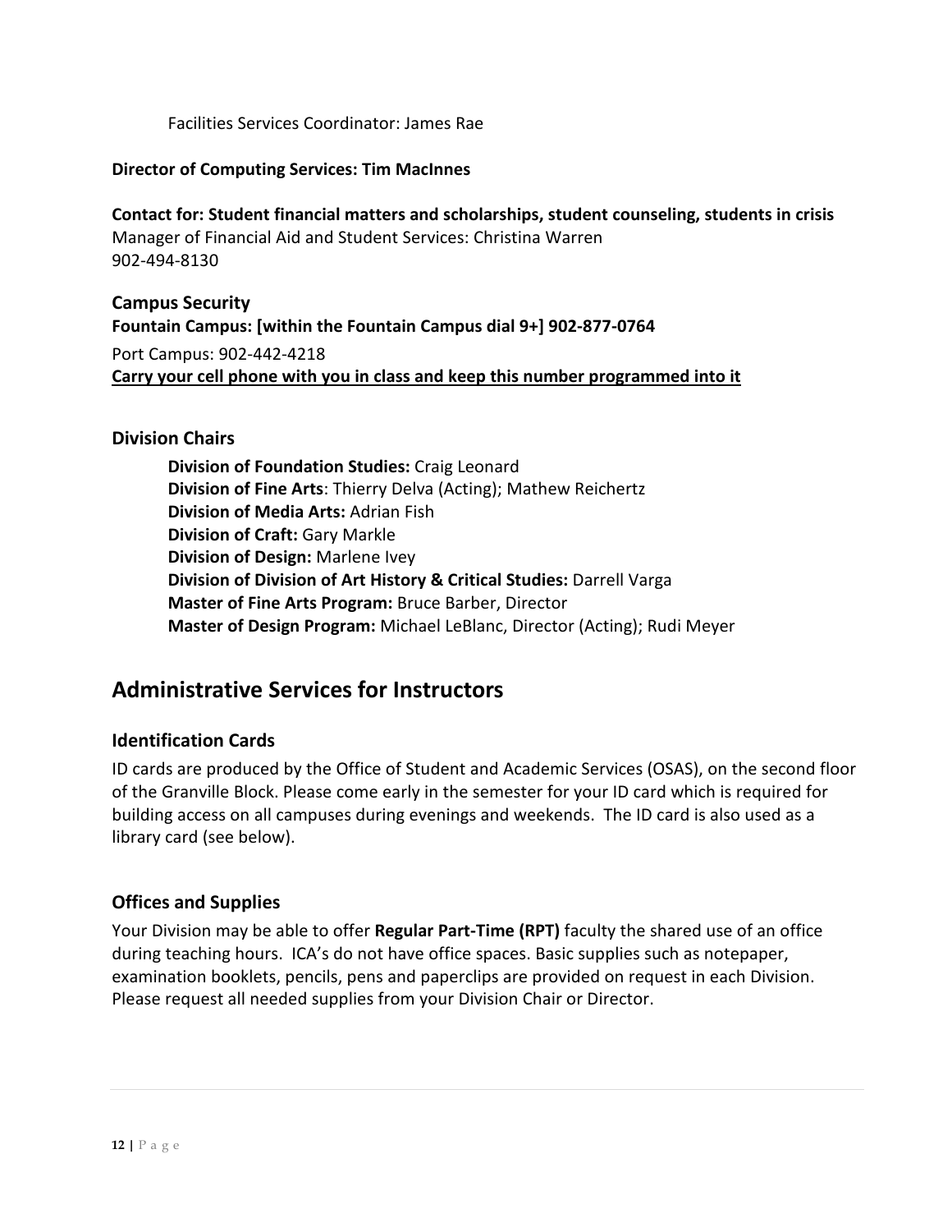Facilities Services Coordinator: James Rae

**Director of Computing Services: Tim MacInnes**

**Contact for: Student financial matters and scholarships, student counseling, students in crisis**
Manager of Financial Aid and Student Services: Christina Warren
902-494-8130

### Campus Security

**Fountain Campus: [within the Fountain Campus dial 9+] 902-877-0764**
Port Campus: 902-442-4218
**<u>Carry your cell phone with you in class and keep this number programmed into it</u>**

### Division Chairs

**Division of Foundation Studies:** Craig Leonard
**Division of Fine Arts**: Thierry Delva (Acting); Mathew Reichertz
**Division of Media Arts:** Adrian Fish
**Division of Craft:** Gary Markle
**Division of Design:** Marlene Ivey
**Division of Division of Art History & Critical Studies:** Darrell Varga
**Master of Fine Arts Program:** Bruce Barber, Director
**Master of Design Program:** Michael LeBlanc, Director (Acting); Rudi Meyer

## Administrative Services for Instructors

### Identification Cards

ID cards are produced by the Office of Student and Academic Services (OSAS), on the second floor of the Granville Block. Please come early in the semester for your ID card which is required for building access on all campuses during evenings and weekends. The ID card is also used as a library card (see below).

### Offices and Supplies

Your Division may be able to offer **Regular Part-Time (RPT)** faculty the shared use of an office during teaching hours. ICA's do not have office spaces. Basic supplies such as notepaper, examination booklets, pencils, pens and paperclips are provided on request in each Division. Please request all needed supplies from your Division Chair or Director.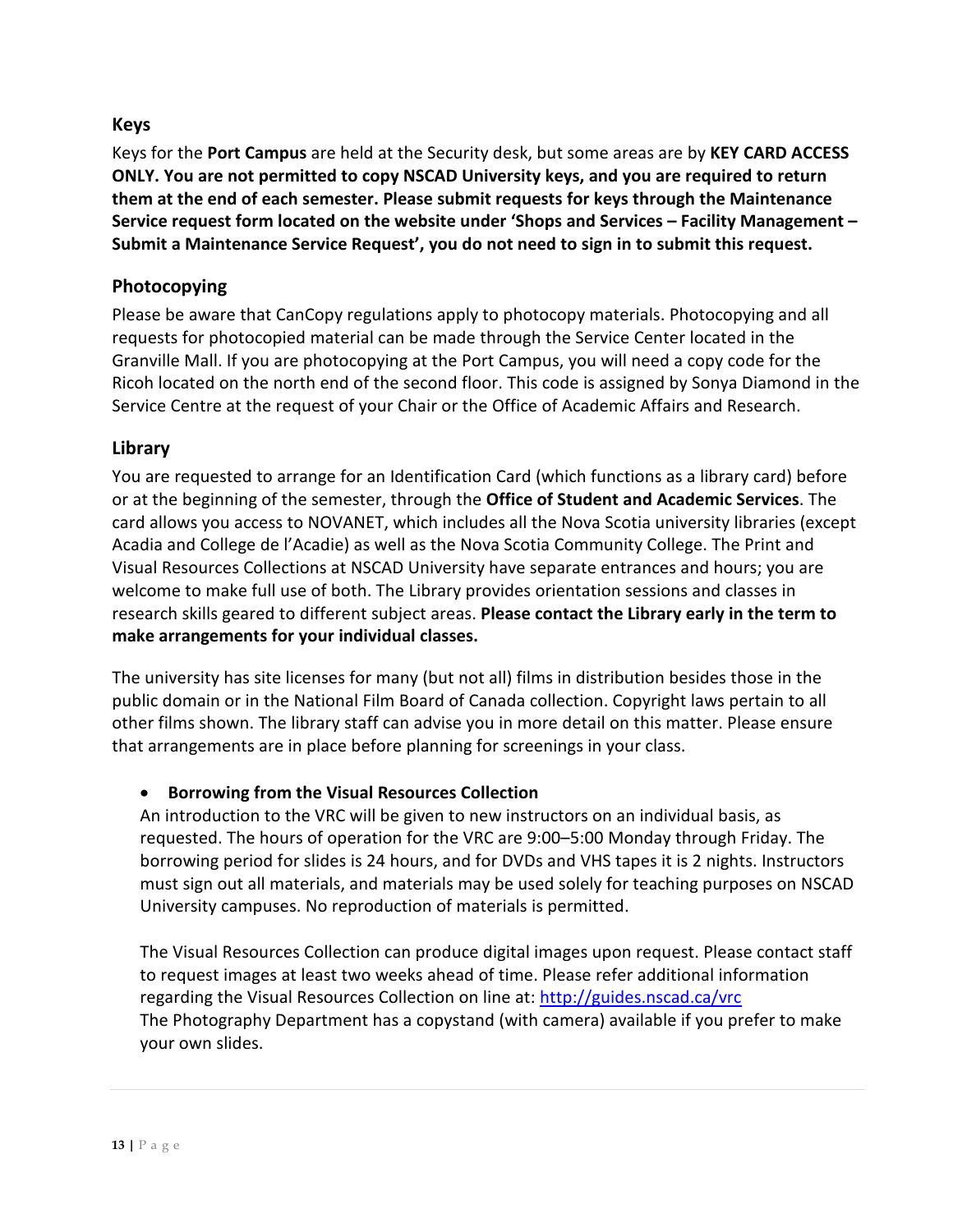## Keys

Keys for the **Port Campus** are held at the Security desk, but some areas are by **KEY CARD ACCESS ONLY. You are not permitted to copy NSCAD University keys, and you are required to return them at the end of each semester. Please submit requests for keys through the Maintenance Service request form located on the website under 'Shops and Services – Facility Management – Submit a Maintenance Service Request', you do not need to sign in to submit this request.**

## Photocopying

Please be aware that CanCopy regulations apply to photocopy materials. Photocopying and all requests for photocopied material can be made through the Service Center located in the Granville Mall. If you are photocopying at the Port Campus, you will need a copy code for the Ricoh located on the north end of the second floor. This code is assigned by Sonya Diamond in the Service Centre at the request of your Chair or the Office of Academic Affairs and Research.

## Library

You are requested to arrange for an Identification Card (which functions as a library card) before or at the beginning of the semester, through the **Office of Student and Academic Services**. The card allows you access to NOVANET, which includes all the Nova Scotia university libraries (except Acadia and College de l'Acadie) as well as the Nova Scotia Community College. The Print and Visual Resources Collections at NSCAD University have separate entrances and hours; you are welcome to make full use of both. The Library provides orientation sessions and classes in research skills geared to different subject areas. **Please contact the Library early in the term to make arrangements for your individual classes.**

The university has site licenses for many (but not all) films in distribution besides those in the public domain or in the National Film Board of Canada collection. Copyright laws pertain to all other films shown. The library staff can advise you in more detail on this matter. Please ensure that arrangements are in place before planning for screenings in your class.

- **Borrowing from the Visual Resources Collection**

  An introduction to the VRC will be given to new instructors on an individual basis, as requested. The hours of operation for the VRC are 9:00–5:00 Monday through Friday. The borrowing period for slides is 24 hours, and for DVDs and VHS tapes it is 2 nights. Instructors must sign out all materials, and materials may be used solely for teaching purposes on NSCAD University campuses. No reproduction of materials is permitted.

  The Visual Resources Collection can produce digital images upon request. Please contact staff to request images at least two weeks ahead of time. Please refer additional information regarding the Visual Resources Collection on line at: http://guides.nscad.ca/vrc
  The Photography Department has a copystand (with camera) available if you prefer to make your own slides.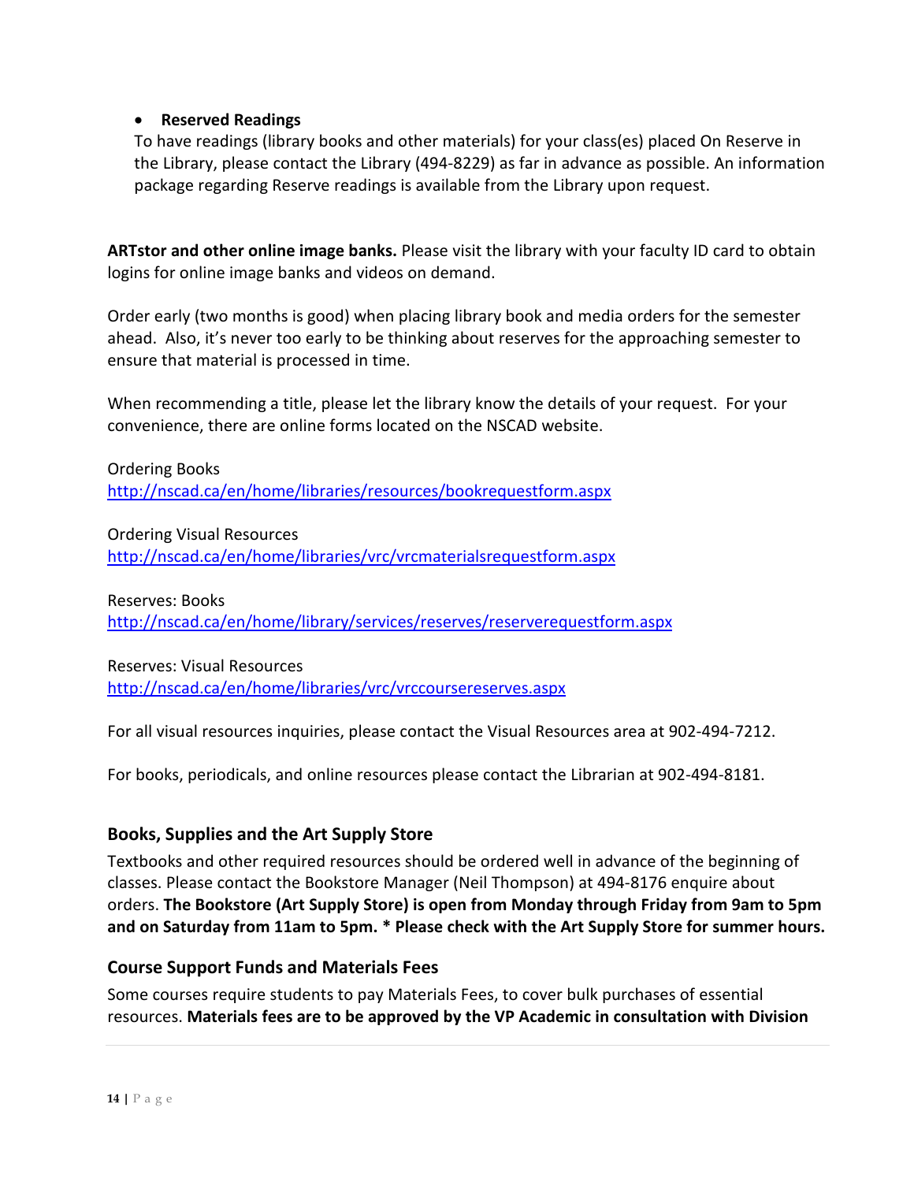- **Reserved Readings**

  To have readings (library books and other materials) for your class(es) placed On Reserve in the Library, please contact the Library (494-8229) as far in advance as possible. An information package regarding Reserve readings is available from the Library upon request.

**ARTstor and other online image banks.** Please visit the library with your faculty ID card to obtain logins for online image banks and videos on demand.

Order early (two months is good) when placing library book and media orders for the semester ahead. Also, it's never too early to be thinking about reserves for the approaching semester to ensure that material is processed in time.

When recommending a title, please let the library know the details of your request. For your convenience, there are online forms located on the NSCAD website.

Ordering Books
http://nscad.ca/en/home/libraries/resources/bookrequestform.aspx

Ordering Visual Resources
http://nscad.ca/en/home/libraries/vrc/vrcmaterialsrequestform.aspx

Reserves: Books
http://nscad.ca/en/home/library/services/reserves/reserverequestform.aspx

Reserves: Visual Resources
http://nscad.ca/en/home/libraries/vrc/vrccoursereserves.aspx

For all visual resources inquiries, please contact the Visual Resources area at 902-494-7212.

For books, periodicals, and online resources please contact the Librarian at 902-494-8181.

### Books, Supplies and the Art Supply Store

Textbooks and other required resources should be ordered well in advance of the beginning of classes. Please contact the Bookstore Manager (Neil Thompson) at 494-8176 enquire about orders. **The Bookstore (Art Supply Store) is open from Monday through Friday from 9am to 5pm and on Saturday from 11am to 5pm. * Please check with the Art Supply Store for summer hours.**

### Course Support Funds and Materials Fees

Some courses require students to pay Materials Fees, to cover bulk purchases of essential resources. **Materials fees are to be approved by the VP Academic in consultation with Division**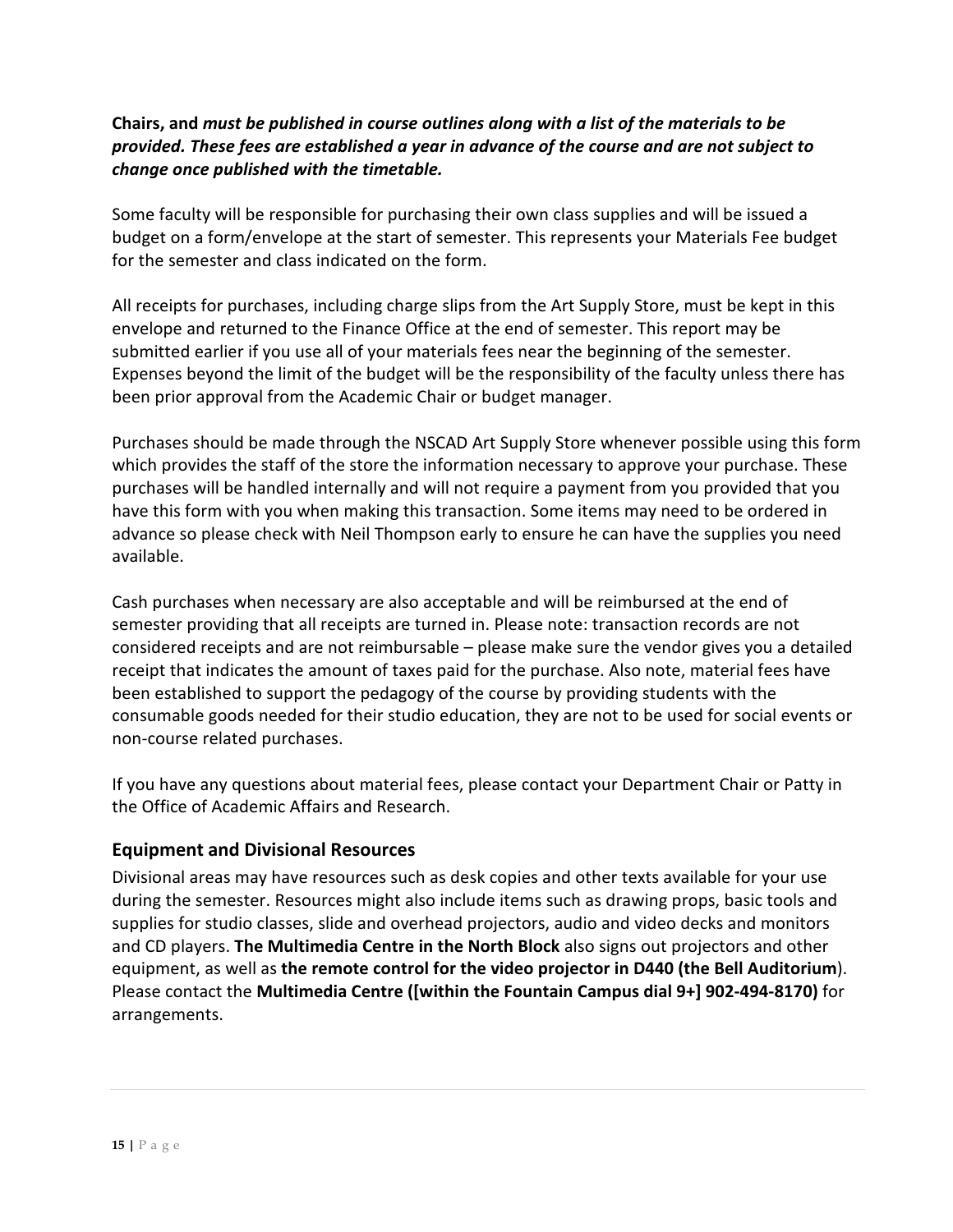**Chairs, and *must be published in course outlines along with a list of the materials to be provided. These fees are established a year in advance of the course and are not subject to change once published with the timetable.***

Some faculty will be responsible for purchasing their own class supplies and will be issued a budget on a form/envelope at the start of semester. This represents your Materials Fee budget for the semester and class indicated on the form.

All receipts for purchases, including charge slips from the Art Supply Store, must be kept in this envelope and returned to the Finance Office at the end of semester. This report may be submitted earlier if you use all of your materials fees near the beginning of the semester. Expenses beyond the limit of the budget will be the responsibility of the faculty unless there has been prior approval from the Academic Chair or budget manager.

Purchases should be made through the NSCAD Art Supply Store whenever possible using this form which provides the staff of the store the information necessary to approve your purchase. These purchases will be handled internally and will not require a payment from you provided that you have this form with you when making this transaction. Some items may need to be ordered in advance so please check with Neil Thompson early to ensure he can have the supplies you need available.

Cash purchases when necessary are also acceptable and will be reimbursed at the end of semester providing that all receipts are turned in. Please note: transaction records are not considered receipts and are not reimbursable – please make sure the vendor gives you a detailed receipt that indicates the amount of taxes paid for the purchase. Also note, material fees have been established to support the pedagogy of the course by providing students with the consumable goods needed for their studio education, they are not to be used for social events or non-course related purchases.

If you have any questions about material fees, please contact your Department Chair or Patty in the Office of Academic Affairs and Research.

## Equipment and Divisional Resources

Divisional areas may have resources such as desk copies and other texts available for your use during the semester. Resources might also include items such as drawing props, basic tools and supplies for studio classes, slide and overhead projectors, audio and video decks and monitors and CD players. **The Multimedia Centre in the North Block** also signs out projectors and other equipment, as well as **the remote control for the video projector in D440 (the Bell Auditorium)**. Please contact the **Multimedia Centre ([within the Fountain Campus dial 9+] 902-494-8170)** for arrangements.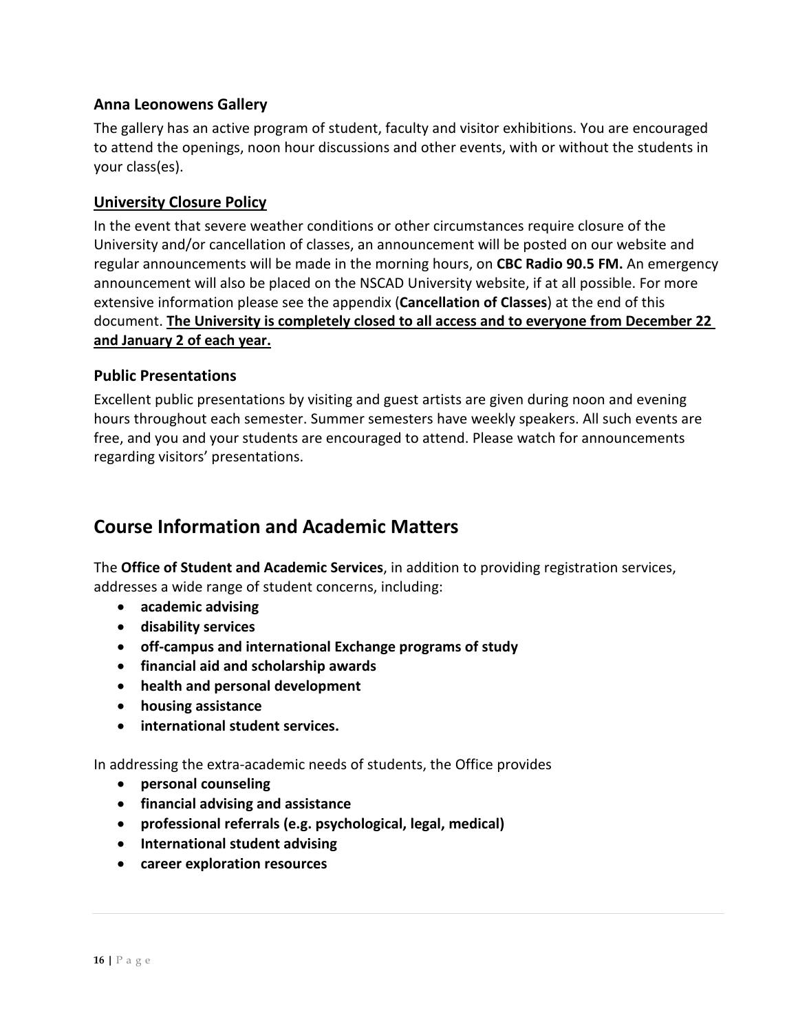### Anna Leonowens Gallery

The gallery has an active program of student, faculty and visitor exhibitions. You are encouraged to attend the openings, noon hour discussions and other events, with or without the students in your class(es).

### University Closure Policy

In the event that severe weather conditions or other circumstances require closure of the University and/or cancellation of classes, an announcement will be posted on our website and regular announcements will be made in the morning hours, on **CBC Radio 90.5 FM.** An emergency announcement will also be placed on the NSCAD University website, if at all possible. For more extensive information please see the appendix (**Cancellation of Classes**) at the end of this document. **The University is completely closed to all access and to everyone from December 22 and January 2 of each year.**

### Public Presentations

Excellent public presentations by visiting and guest artists are given during noon and evening hours throughout each semester. Summer semesters have weekly speakers. All such events are free, and you and your students are encouraged to attend. Please watch for announcements regarding visitors' presentations.

## Course Information and Academic Matters

The **Office of Student and Academic Services**, in addition to providing registration services, addresses a wide range of student concerns, including:

- **academic advising**
- **disability services**
- **off-campus and international Exchange programs of study**
- **financial aid and scholarship awards**
- **health and personal development**
- **housing assistance**
- **international student services.**

In addressing the extra-academic needs of students, the Office provides

- **personal counseling**
- **financial advising and assistance**
- **professional referrals (e.g. psychological, legal, medical)**
- **International student advising**
- **career exploration resources**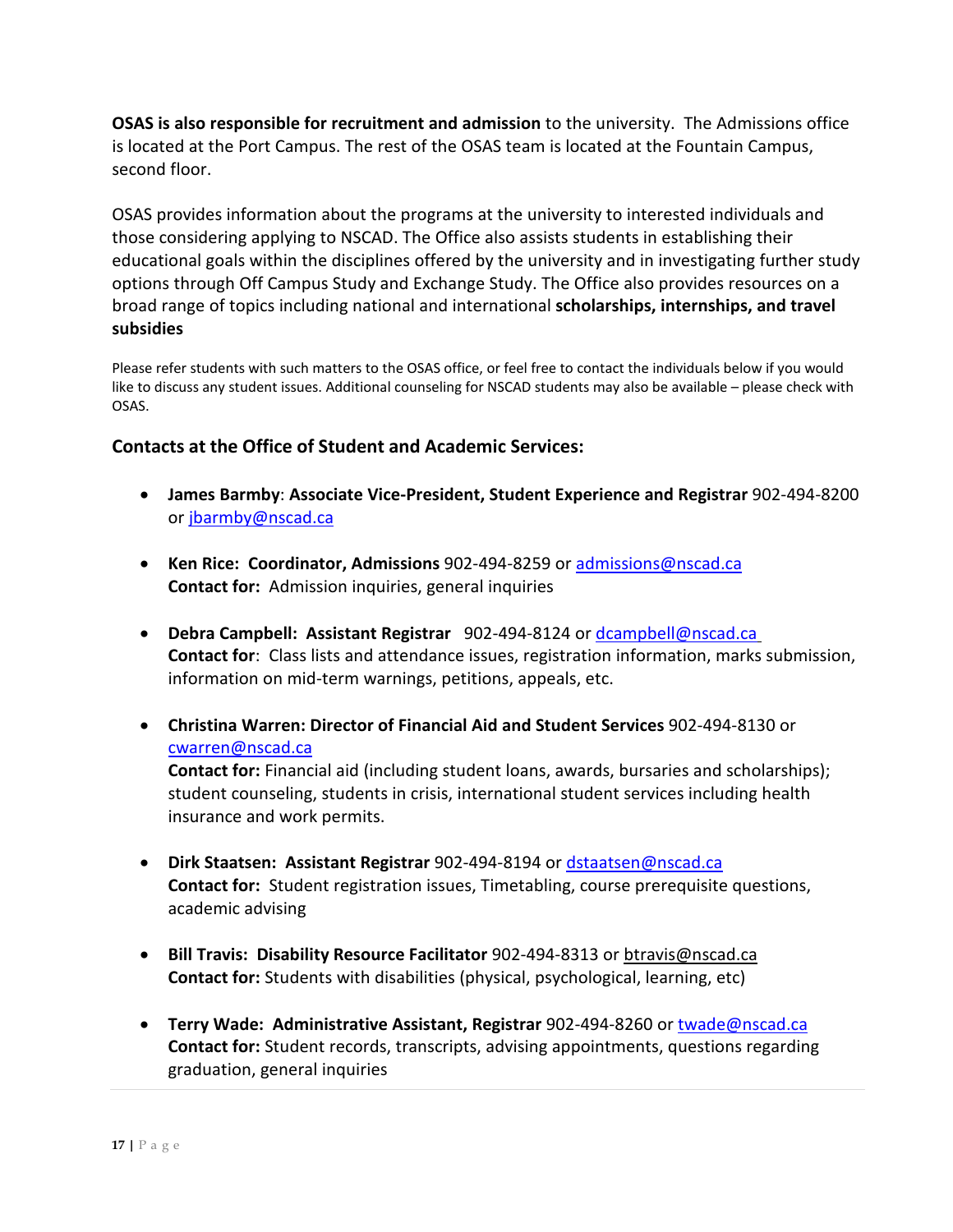**OSAS is also responsible for recruitment and admission** to the university. The Admissions office is located at the Port Campus. The rest of the OSAS team is located at the Fountain Campus, second floor.

OSAS provides information about the programs at the university to interested individuals and those considering applying to NSCAD. The Office also assists students in establishing their educational goals within the disciplines offered by the university and in investigating further study options through Off Campus Study and Exchange Study. The Office also provides resources on a broad range of topics including national and international **scholarships, internships, and travel subsidies**

Please refer students with such matters to the OSAS office, or feel free to contact the individuals below if you would like to discuss any student issues. Additional counseling for NSCAD students may also be available – please check with OSAS.

### Contacts at the Office of Student and Academic Services:

- **James Barmby**: **Associate Vice-President, Student Experience and Registrar** 902-494-8200 or jbarmby@nscad.ca

- **Ken Rice: Coordinator, Admissions** 902-494-8259 or admissions@nscad.ca
  **Contact for:** Admission inquiries, general inquiries

- **Debra Campbell: Assistant Registrar** 902-494-8124 or dcampbell@nscad.ca
  **Contact for**: Class lists and attendance issues, registration information, marks submission, information on mid-term warnings, petitions, appeals, etc.

- **Christina Warren: Director of Financial Aid and Student Services** 902-494-8130 or cwarren@nscad.ca
  **Contact for:** Financial aid (including student loans, awards, bursaries and scholarships); student counseling, students in crisis, international student services including health insurance and work permits.

- **Dirk Staatsen: Assistant Registrar** 902-494-8194 or dstaatsen@nscad.ca
  **Contact for:** Student registration issues, Timetabling, course prerequisite questions, academic advising

- **Bill Travis: Disability Resource Facilitator** 902-494-8313 or btravis@nscad.ca
  **Contact for:** Students with disabilities (physical, psychological, learning, etc)

- **Terry Wade: Administrative Assistant, Registrar** 902-494-8260 or twade@nscad.ca
  **Contact for:** Student records, transcripts, advising appointments, questions regarding graduation, general inquiries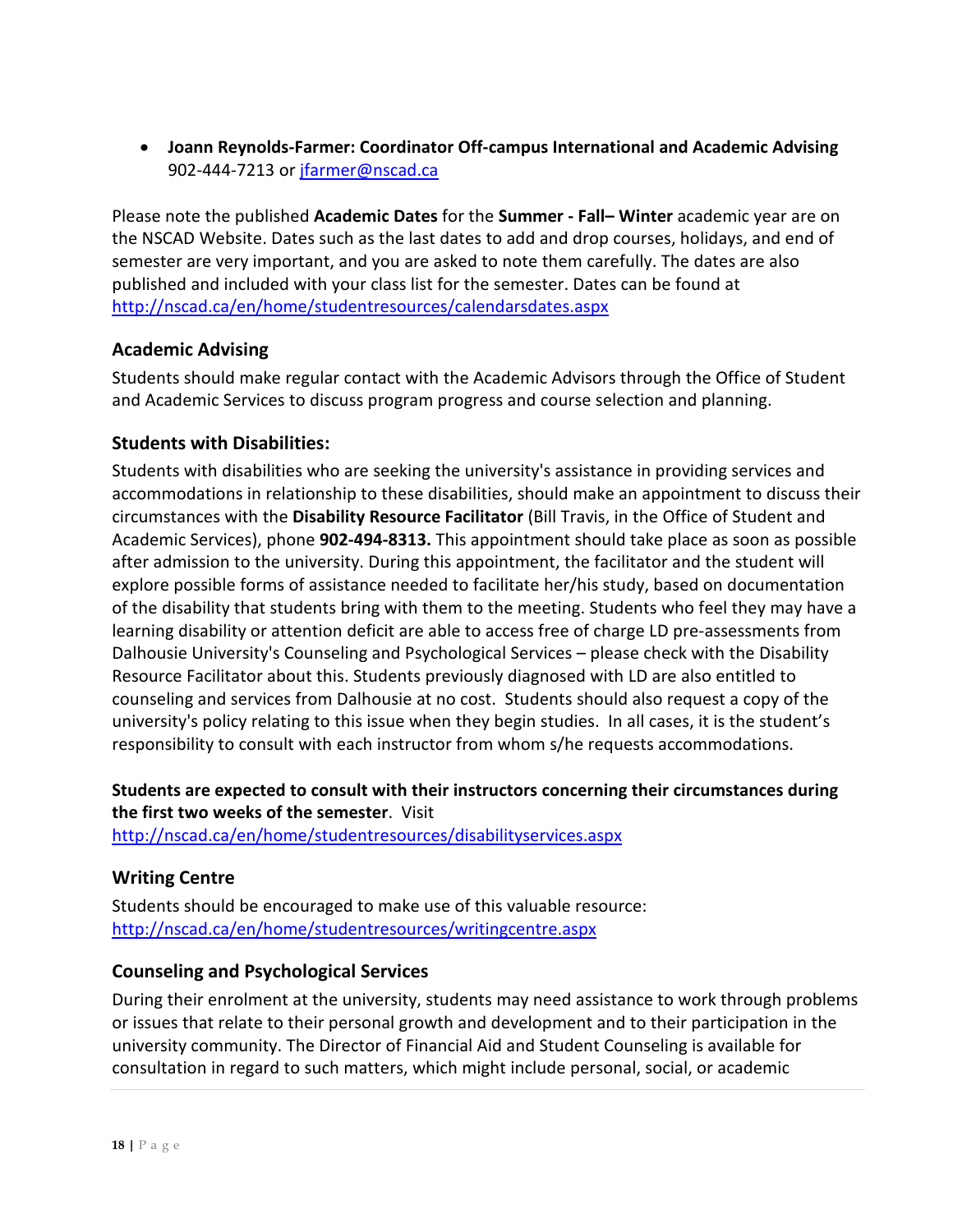- **Joann Reynolds-Farmer: Coordinator Off-campus International and Academic Advising** 902-444-7213 or jfarmer@nscad.ca

Please note the published **Academic Dates** for the **Summer - Fall– Winter** academic year are on the NSCAD Website. Dates such as the last dates to add and drop courses, holidays, and end of semester are very important, and you are asked to note them carefully. The dates are also published and included with your class list for the semester. Dates can be found at http://nscad.ca/en/home/studentresources/calendarsdates.aspx

### Academic Advising

Students should make regular contact with the Academic Advisors through the Office of Student and Academic Services to discuss program progress and course selection and planning.

### Students with Disabilities:

Students with disabilities who are seeking the university's assistance in providing services and accommodations in relationship to these disabilities, should make an appointment to discuss their circumstances with the **Disability Resource Facilitator** (Bill Travis, in the Office of Student and Academic Services), phone **902-494-8313.** This appointment should take place as soon as possible after admission to the university. During this appointment, the facilitator and the student will explore possible forms of assistance needed to facilitate her/his study, based on documentation of the disability that students bring with them to the meeting. Students who feel they may have a learning disability or attention deficit are able to access free of charge LD pre-assessments from Dalhousie University's Counseling and Psychological Services – please check with the Disability Resource Facilitator about this. Students previously diagnosed with LD are also entitled to counseling and services from Dalhousie at no cost. Students should also request a copy of the university's policy relating to this issue when they begin studies. In all cases, it is the student's responsibility to consult with each instructor from whom s/he requests accommodations.

**Students are expected to consult with their instructors concerning their circumstances during the first two weeks of the semester**. Visit http://nscad.ca/en/home/studentresources/disabilityservices.aspx

### Writing Centre

Students should be encouraged to make use of this valuable resource: http://nscad.ca/en/home/studentresources/writingcentre.aspx

### Counseling and Psychological Services

During their enrolment at the university, students may need assistance to work through problems or issues that relate to their personal growth and development and to their participation in the university community. The Director of Financial Aid and Student Counseling is available for consultation in regard to such matters, which might include personal, social, or academic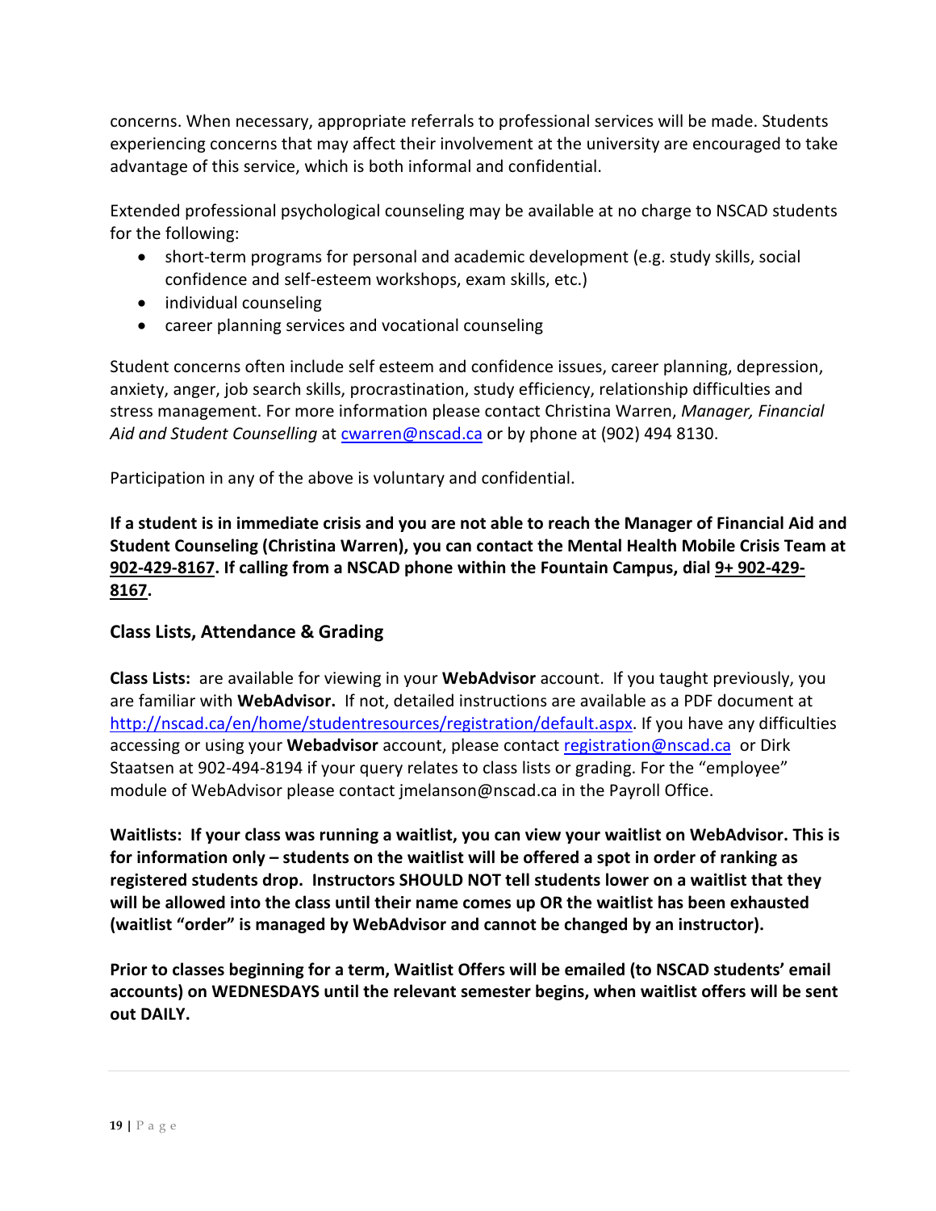concerns. When necessary, appropriate referrals to professional services will be made. Students experiencing concerns that may affect their involvement at the university are encouraged to take advantage of this service, which is both informal and confidential.

Extended professional psychological counseling may be available at no charge to NSCAD students for the following:

- short-term programs for personal and academic development (e.g. study skills, social confidence and self-esteem workshops, exam skills, etc.)
- individual counseling
- career planning services and vocational counseling

Student concerns often include self esteem and confidence issues, career planning, depression, anxiety, anger, job search skills, procrastination, study efficiency, relationship difficulties and stress management. For more information please contact Christina Warren, *Manager, Financial Aid and Student Counselling* at cwarren@nscad.ca or by phone at (902) 494 8130.

Participation in any of the above is voluntary and confidential.

**If a student is in immediate crisis and you are not able to reach the Manager of Financial Aid and Student Counseling (Christina Warren), you can contact the Mental Health Mobile Crisis Team at 902-429-8167. If calling from a NSCAD phone within the Fountain Campus, dial 9+ 902-429-8167.**

## Class Lists, Attendance & Grading

**Class Lists:** are available for viewing in your **WebAdvisor** account. If you taught previously, you are familiar with **WebAdvisor.** If not, detailed instructions are available as a PDF document at http://nscad.ca/en/home/studentresources/registration/default.aspx. If you have any difficulties accessing or using your **Webadvisor** account, please contact registration@nscad.ca or Dirk Staatsen at 902-494-8194 if your query relates to class lists or grading. For the "employee" module of WebAdvisor please contact jmelanson@nscad.ca in the Payroll Office.

**Waitlists: If your class was running a waitlist, you can view your waitlist on WebAdvisor. This is for information only – students on the waitlist will be offered a spot in order of ranking as registered students drop. Instructors SHOULD NOT tell students lower on a waitlist that they will be allowed into the class until their name comes up OR the waitlist has been exhausted (waitlist "order" is managed by WebAdvisor and cannot be changed by an instructor).**

**Prior to classes beginning for a term, Waitlist Offers will be emailed (to NSCAD students' email accounts) on WEDNESDAYS until the relevant semester begins, when waitlist offers will be sent out DAILY.**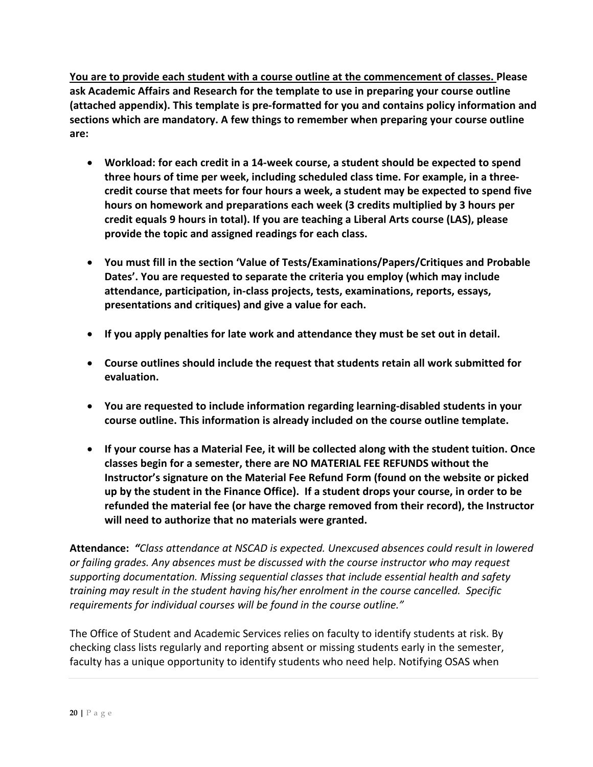**<u>You are to provide each student with a course outline at the commencement of classes.</u> Please ask Academic Affairs and Research for the template to use in preparing your course outline (attached appendix). This template is pre-formatted for you and contains policy information and sections which are mandatory. A few things to remember when preparing your course outline are:**

- **Workload: for each credit in a 14-week course, a student should be expected to spend three hours of time per week, including scheduled class time. For example, in a three-credit course that meets for four hours a week, a student may be expected to spend five hours on homework and preparations each week (3 credits multiplied by 3 hours per credit equals 9 hours in total). If you are teaching a Liberal Arts course (LAS), please provide the topic and assigned readings for each class.**

- **You must fill in the section 'Value of Tests/Examinations/Papers/Critiques and Probable Dates'. You are requested to separate the criteria you employ (which may include attendance, participation, in-class projects, tests, examinations, reports, essays, presentations and critiques) and give a value for each.**

- **If you apply penalties for late work and attendance they must be set out in detail.**

- **Course outlines should include the request that students retain all work submitted for evaluation.**

- **You are requested to include information regarding learning-disabled students in your course outline. This information is already included on the course outline template.**

- **If your course has a Material Fee, it will be collected along with the student tuition. Once classes begin for a semester, there are NO MATERIAL FEE REFUNDS without the Instructor's signature on the Material Fee Refund Form (found on the website or picked up by the student in the Finance Office). If a student drops your course, in order to be refunded the material fee (or have the charge removed from their record), the Instructor will need to authorize that no materials were granted.**

**Attendance:** *"Class attendance at NSCAD is expected. Unexcused absences could result in lowered or failing grades. Any absences must be discussed with the course instructor who may request supporting documentation. Missing sequential classes that include essential health and safety training may result in the student having his/her enrolment in the course cancelled. Specific requirements for individual courses will be found in the course outline."*

The Office of Student and Academic Services relies on faculty to identify students at risk. By checking class lists regularly and reporting absent or missing students early in the semester, faculty has a unique opportunity to identify students who need help. Notifying OSAS when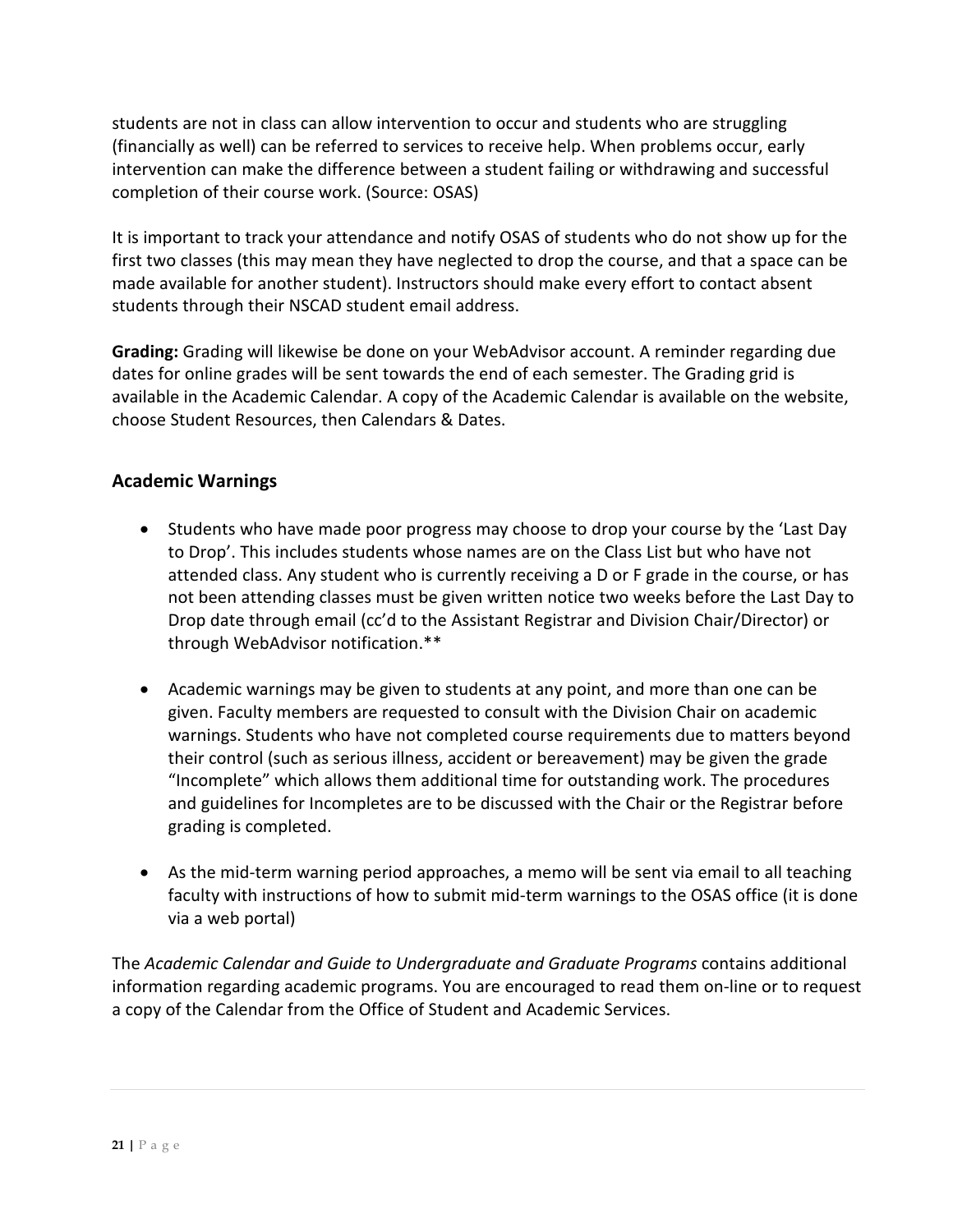students are not in class can allow intervention to occur and students who are struggling (financially as well) can be referred to services to receive help. When problems occur, early intervention can make the difference between a student failing or withdrawing and successful completion of their course work. (Source: OSAS)

It is important to track your attendance and notify OSAS of students who do not show up for the first two classes (this may mean they have neglected to drop the course, and that a space can be made available for another student). Instructors should make every effort to contact absent students through their NSCAD student email address.

**Grading:** Grading will likewise be done on your WebAdvisor account. A reminder regarding due dates for online grades will be sent towards the end of each semester. The Grading grid is available in the Academic Calendar. A copy of the Academic Calendar is available on the website, choose Student Resources, then Calendars & Dates.

## Academic Warnings

- Students who have made poor progress may choose to drop your course by the 'Last Day to Drop'. This includes students whose names are on the Class List but who have not attended class. Any student who is currently receiving a D or F grade in the course, or has not been attending classes must be given written notice two weeks before the Last Day to Drop date through email (cc'd to the Assistant Registrar and Division Chair/Director) or through WebAdvisor notification.**

- Academic warnings may be given to students at any point, and more than one can be given. Faculty members are requested to consult with the Division Chair on academic warnings. Students who have not completed course requirements due to matters beyond their control (such as serious illness, accident or bereavement) may be given the grade "Incomplete" which allows them additional time for outstanding work. The procedures and guidelines for Incompletes are to be discussed with the Chair or the Registrar before grading is completed.

- As the mid-term warning period approaches, a memo will be sent via email to all teaching faculty with instructions of how to submit mid-term warnings to the OSAS office (it is done via a web portal)

The *Academic Calendar and Guide to Undergraduate and Graduate Programs* contains additional information regarding academic programs. You are encouraged to read them on-line or to request a copy of the Calendar from the Office of Student and Academic Services.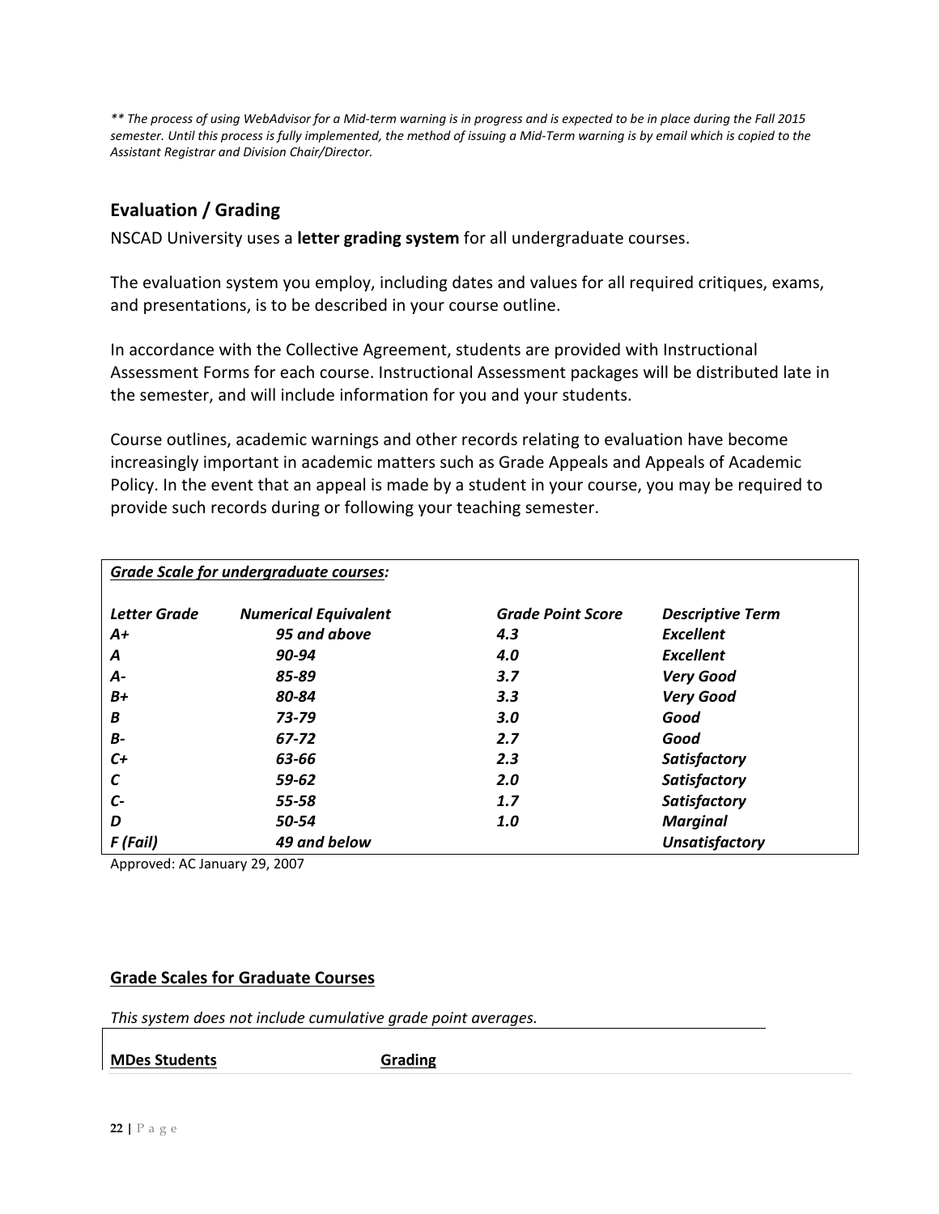*** The process of using WebAdvisor for a Mid-term warning is in progress and is expected to be in place during the Fall 2015 semester. Until this process is fully implemented, the method of issuing a Mid-Term warning is by email which is copied to the Assistant Registrar and Division Chair/Director.*

## Evaluation / Grading

NSCAD University uses a **letter grading system** for all undergraduate courses.

The evaluation system you employ, including dates and values for all required critiques, exams, and presentations, is to be described in your course outline.

In accordance with the Collective Agreement, students are provided with Instructional Assessment Forms for each course. Instructional Assessment packages will be distributed late in the semester, and will include information for you and your students.

Course outlines, academic warnings and other records relating to evaluation have become increasingly important in academic matters such as Grade Appeals and Appeals of Academic Policy. In the event that an appeal is made by a student in your course, you may be required to provide such records during or following your teaching semester.

***Grade Scale for undergraduate courses:***

| *Letter Grade* | *Numerical Equivalent* | *Grade Point Score* | *Descriptive Term* |
|---|---|---|---|
| *A+* | *95 and above* | *4.3* | *Excellent* |
| *A* | *90-94* | *4.0* | *Excellent* |
| *A-* | *85-89* | *3.7* | *Very Good* |
| *B+* | *80-84* | *3.3* | *Very Good* |
| *B* | *73-79* | *3.0* | *Good* |
| *B-* | *67-72* | *2.7* | *Good* |
| *C+* | *63-66* | *2.3* | *Satisfactory* |
| *C* | *59-62* | *2.0* | *Satisfactory* |
| *C-* | *55-58* | *1.7* | *Satisfactory* |
| *D* | *50-54* | *1.0* | *Marginal* |
| *F (Fail)* | *49 and below* | | *Unsatisfactory* |

Approved: AC January 29, 2007

**Grade Scales for Graduate Courses**

*This system does not include cumulative grade point averages.*

| **MDes Students** | **Grading** |
|---|---|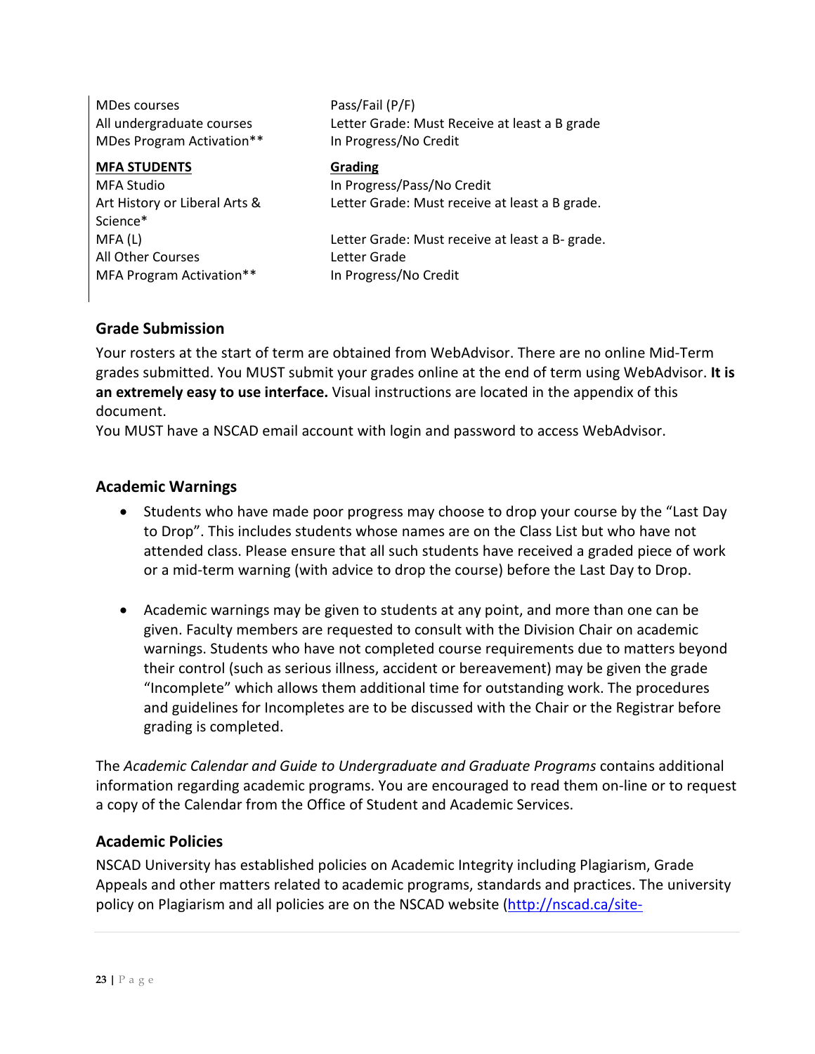| | |
|---|---|
| MDes courses | Pass/Fail (P/F) |
| All undergraduate courses | Letter Grade: Must Receive at least a B grade |
| MDes Program Activation** | In Progress/No Credit |
| **MFA STUDENTS** | **Grading** |
| MFA Studio | In Progress/Pass/No Credit |
| Art History or Liberal Arts & Science* | Letter Grade: Must receive at least a B grade. |
| MFA (L) | Letter Grade: Must receive at least a B- grade. |
| All Other Courses | Letter Grade |
| MFA Program Activation** | In Progress/No Credit |

### Grade Submission

Your rosters at the start of term are obtained from WebAdvisor. There are no online Mid-Term grades submitted. You MUST submit your grades online at the end of term using WebAdvisor. **It is an extremely easy to use interface.** Visual instructions are located in the appendix of this document.

You MUST have a NSCAD email account with login and password to access WebAdvisor.

### Academic Warnings

- Students who have made poor progress may choose to drop your course by the "Last Day to Drop". This includes students whose names are on the Class List but who have not attended class. Please ensure that all such students have received a graded piece of work or a mid-term warning (with advice to drop the course) before the Last Day to Drop.

- Academic warnings may be given to students at any point, and more than one can be given. Faculty members are requested to consult with the Division Chair on academic warnings. Students who have not completed course requirements due to matters beyond their control (such as serious illness, accident or bereavement) may be given the grade "Incomplete" which allows them additional time for outstanding work. The procedures and guidelines for Incompletes are to be discussed with the Chair or the Registrar before grading is completed.

The *Academic Calendar and Guide to Undergraduate and Graduate Programs* contains additional information regarding academic programs. You are encouraged to read them on-line or to request a copy of the Calendar from the Office of Student and Academic Services.

### Academic Policies

NSCAD University has established policies on Academic Integrity including Plagiarism, Grade Appeals and other matters related to academic programs, standards and practices. The university policy on Plagiarism and all policies are on the NSCAD website (http://nscad.ca/site-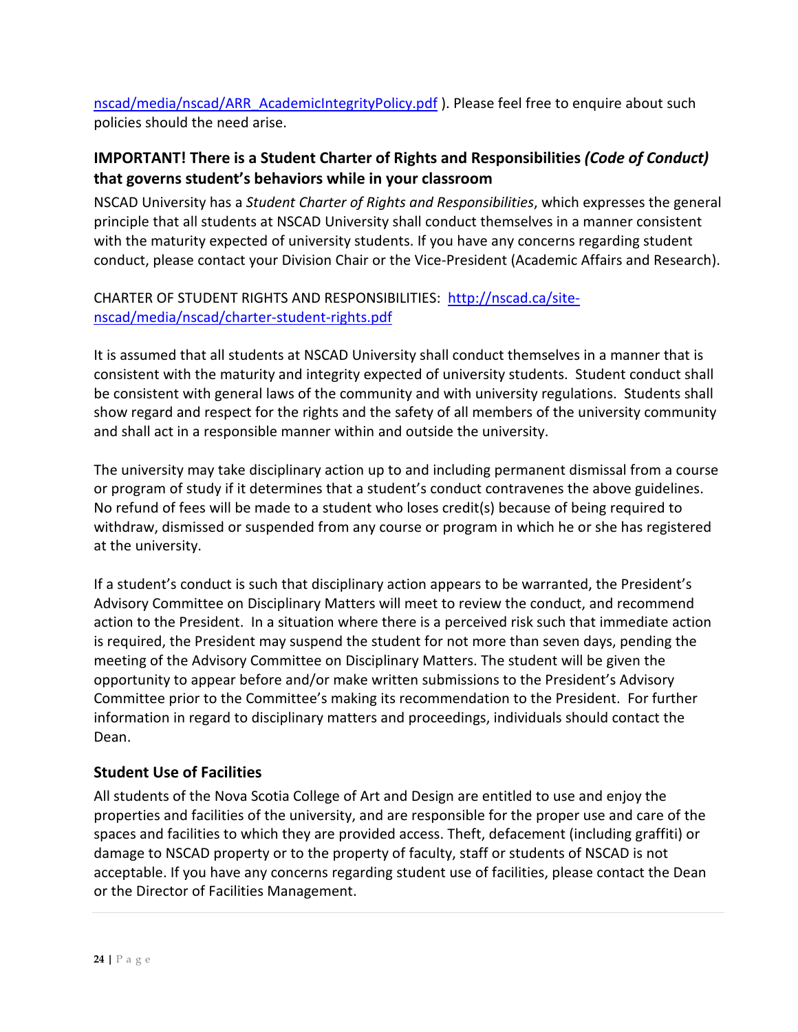nscad/media/nscad/ARR_AcademicIntegrityPolicy.pdf ). Please feel free to enquire about such policies should the need arise.

### IMPORTANT! There is a Student Charter of Rights and Responsibilities *(Code of Conduct)* that governs student's behaviors while in your classroom

NSCAD University has a *Student Charter of Rights and Responsibilities*, which expresses the general principle that all students at NSCAD University shall conduct themselves in a manner consistent with the maturity expected of university students. If you have any concerns regarding student conduct, please contact your Division Chair or the Vice-President (Academic Affairs and Research).

CHARTER OF STUDENT RIGHTS AND RESPONSIBILITIES: http://nscad.ca/site-nscad/media/nscad/charter-student-rights.pdf

It is assumed that all students at NSCAD University shall conduct themselves in a manner that is consistent with the maturity and integrity expected of university students. Student conduct shall be consistent with general laws of the community and with university regulations. Students shall show regard and respect for the rights and the safety of all members of the university community and shall act in a responsible manner within and outside the university.

The university may take disciplinary action up to and including permanent dismissal from a course or program of study if it determines that a student's conduct contravenes the above guidelines. No refund of fees will be made to a student who loses credit(s) because of being required to withdraw, dismissed or suspended from any course or program in which he or she has registered at the university.

If a student's conduct is such that disciplinary action appears to be warranted, the President's Advisory Committee on Disciplinary Matters will meet to review the conduct, and recommend action to the President. In a situation where there is a perceived risk such that immediate action is required, the President may suspend the student for not more than seven days, pending the meeting of the Advisory Committee on Disciplinary Matters. The student will be given the opportunity to appear before and/or make written submissions to the President's Advisory Committee prior to the Committee's making its recommendation to the President. For further information in regard to disciplinary matters and proceedings, individuals should contact the Dean.

### Student Use of Facilities

All students of the Nova Scotia College of Art and Design are entitled to use and enjoy the properties and facilities of the university, and are responsible for the proper use and care of the spaces and facilities to which they are provided access. Theft, defacement (including graffiti) or damage to NSCAD property or to the property of faculty, staff or students of NSCAD is not acceptable. If you have any concerns regarding student use of facilities, please contact the Dean or the Director of Facilities Management.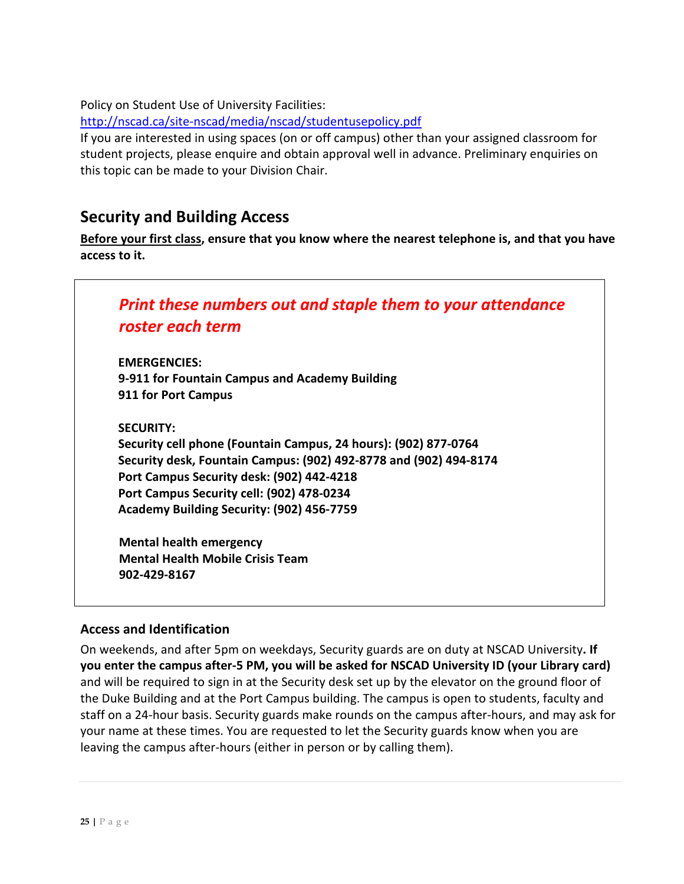Policy on Student Use of University Facilities:
http://nscad.ca/site-nscad/media/nscad/studentusepolicy.pdf
If you are interested in using spaces (on or off campus) other than your assigned classroom for student projects, please enquire and obtain approval well in advance. Preliminary enquiries on this topic can be made to your Division Chair.

## Security and Building Access

**Before your first class, ensure that you know where the nearest telephone is, and that you have access to it.**

***Print these numbers out and staple them to your attendance roster each term***

**EMERGENCIES:**
**9-911 for Fountain Campus and Academy Building**
**911 for Port Campus**

**SECURITY:**
**Security cell phone (Fountain Campus, 24 hours): (902) 877-0764**
**Security desk, Fountain Campus: (902) 492-8778 and (902) 494-8174**
**Port Campus Security desk: (902) 442-4218**
**Port Campus Security cell: (902) 478-0234**
**Academy Building Security: (902) 456-7759**

**Mental health emergency**
**Mental Health Mobile Crisis Team**
**902-429-8167**

### Access and Identification

On weekends, and after 5pm on weekdays, Security guards are on duty at NSCAD University**. If you enter the campus after-5 PM, you will be asked for NSCAD University ID (your Library card)** and will be required to sign in at the Security desk set up by the elevator on the ground floor of the Duke Building and at the Port Campus building. The campus is open to students, faculty and staff on a 24-hour basis. Security guards make rounds on the campus after-hours, and may ask for your name at these times. You are requested to let the Security guards know when you are leaving the campus after-hours (either in person or by calling them).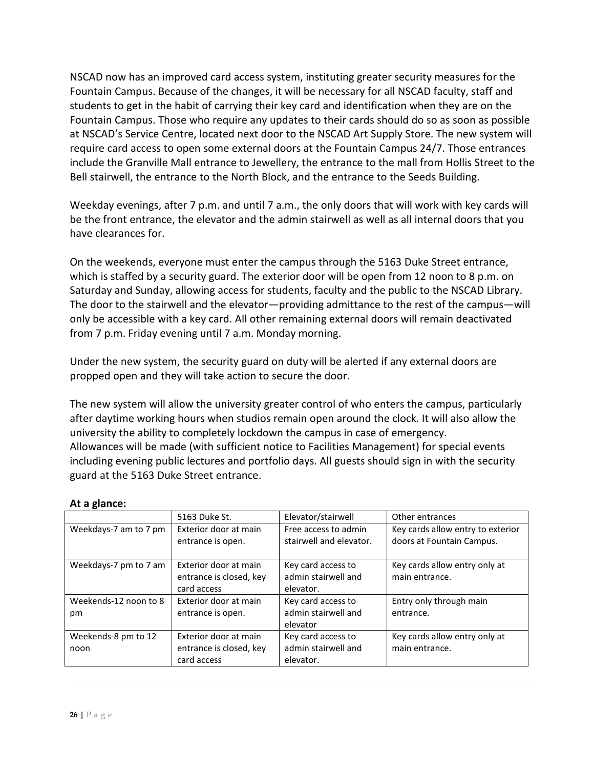NSCAD now has an improved card access system, instituting greater security measures for the Fountain Campus. Because of the changes, it will be necessary for all NSCAD faculty, staff and students to get in the habit of carrying their key card and identification when they are on the Fountain Campus. Those who require any updates to their cards should do so as soon as possible at NSCAD's Service Centre, located next door to the NSCAD Art Supply Store. The new system will require card access to open some external doors at the Fountain Campus 24/7. Those entrances include the Granville Mall entrance to Jewellery, the entrance to the mall from Hollis Street to the Bell stairwell, the entrance to the North Block, and the entrance to the Seeds Building.

Weekday evenings, after 7 p.m. and until 7 a.m., the only doors that will work with key cards will be the front entrance, the elevator and the admin stairwell as well as all internal doors that you have clearances for.

On the weekends, everyone must enter the campus through the 5163 Duke Street entrance, which is staffed by a security guard. The exterior door will be open from 12 noon to 8 p.m. on Saturday and Sunday, allowing access for students, faculty and the public to the NSCAD Library. The door to the stairwell and the elevator—providing admittance to the rest of the campus—will only be accessible with a key card. All other remaining external doors will remain deactivated from 7 p.m. Friday evening until 7 a.m. Monday morning.

Under the new system, the security guard on duty will be alerted if any external doors are propped open and they will take action to secure the door.

The new system will allow the university greater control of who enters the campus, particularly after daytime working hours when studios remain open around the clock. It will also allow the university the ability to completely lockdown the campus in case of emergency.
Allowances will be made (with sufficient notice to Facilities Management) for special events including evening public lectures and portfolio days. All guests should sign in with the security guard at the 5163 Duke Street entrance.

**At a glance:**

| | 5163 Duke St. | Elevator/stairwell | Other entrances |
|---|---|---|---|
| Weekdays-7 am to 7 pm | Exterior door at main entrance is open. | Free access to admin stairwell and elevator. | Key cards allow entry to exterior doors at Fountain Campus. |
| Weekdays-7 pm to 7 am | Exterior door at main entrance is closed, key card access | Key card access to admin stairwell and elevator. | Key cards allow entry only at main entrance. |
| Weekends-12 noon to 8 pm | Exterior door at main entrance is open. | Key card access to admin stairwell and elevator | Entry only through main entrance. |
| Weekends-8 pm to 12 noon | Exterior door at main entrance is closed, key card access | Key card access to admin stairwell and elevator. | Key cards allow entry only at main entrance. |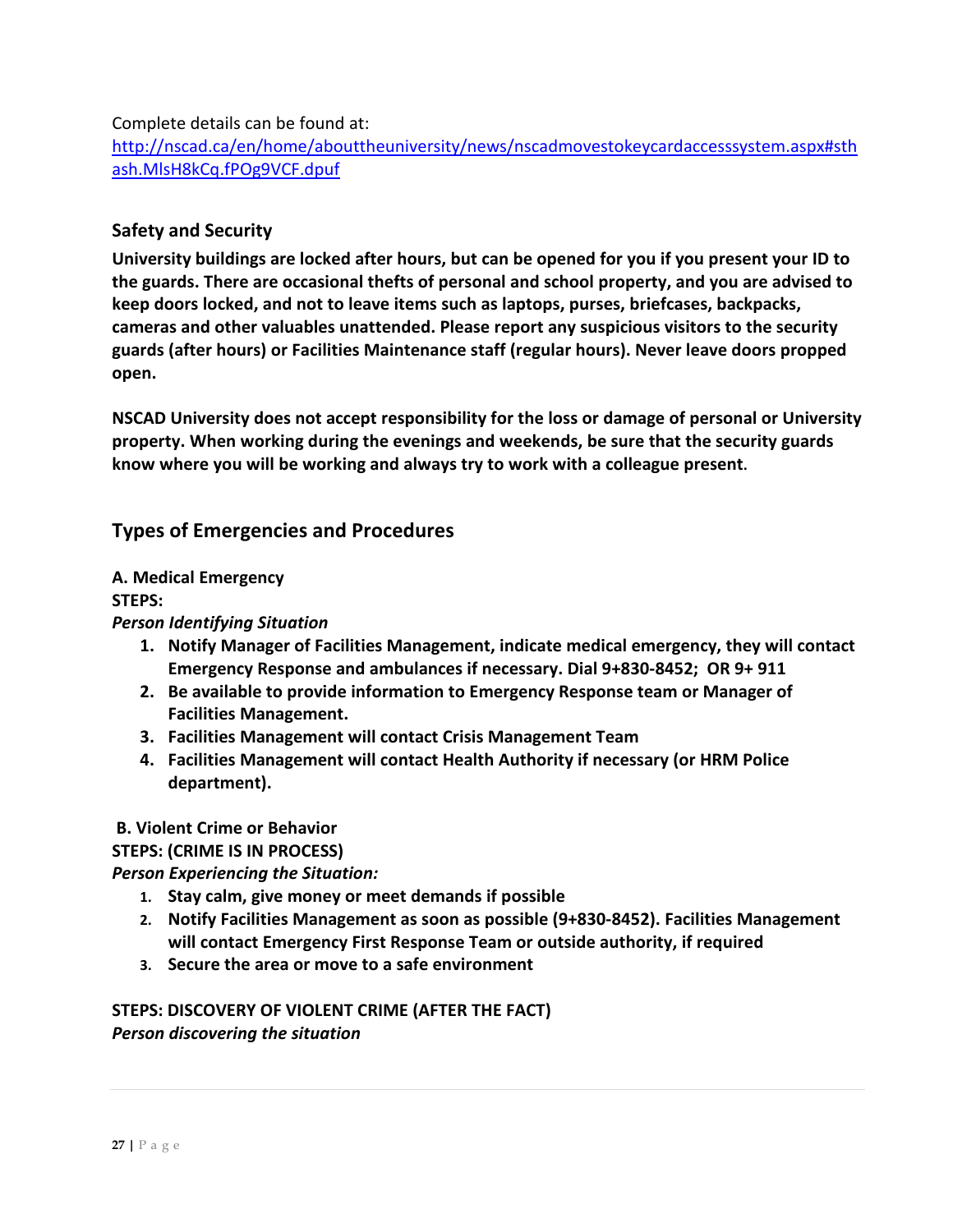Complete details can be found at:
[http://nscad.ca/en/home/abouttheuniversity/news/nscadmovestokeycardaccesssystem.aspx#sthash.MlsH8kCq.fPOg9VCF.dpuf](http://nscad.ca/en/home/abouttheuniversity/news/nscadmovestokeycardaccesssystem.aspx#sthash.MlsH8kCq.fPOg9VCF.dpuf)

### Safety and Security

**University buildings are locked after hours, but can be opened for you if you present your ID to the guards. There are occasional thefts of personal and school property, and you are advised to keep doors locked, and not to leave items such as laptops, purses, briefcases, backpacks, cameras and other valuables unattended. Please report any suspicious visitors to the security guards (after hours) or Facilities Maintenance staff (regular hours). Never leave doors propped open.**

**NSCAD University does not accept responsibility for the loss or damage of personal or University property. When working during the evenings and weekends, be sure that the security guards know where you will be working and always try to work with a colleague present.**

## Types of Emergencies and Procedures

**A. Medical Emergency**

**STEPS:**

***Person Identifying Situation***

1. **Notify Manager of Facilities Management, indicate medical emergency, they will contact Emergency Response and ambulances if necessary. Dial 9+830-8452; OR 9+ 911**
2. **Be available to provide information to Emergency Response team or Manager of Facilities Management.**
3. **Facilities Management will contact Crisis Management Team**
4. **Facilities Management will contact Health Authority if necessary (or HRM Police department).**

**B. Violent Crime or Behavior**

**STEPS: (CRIME IS IN PROCESS)**

***Person Experiencing the Situation:***

1. **Stay calm, give money or meet demands if possible**
2. **Notify Facilities Management as soon as possible (9+830-8452). Facilities Management will contact Emergency First Response Team or outside authority, if required**
3. **Secure the area or move to a safe environment**

**STEPS: DISCOVERY OF VIOLENT CRIME (AFTER THE FACT)**

***Person discovering the situation***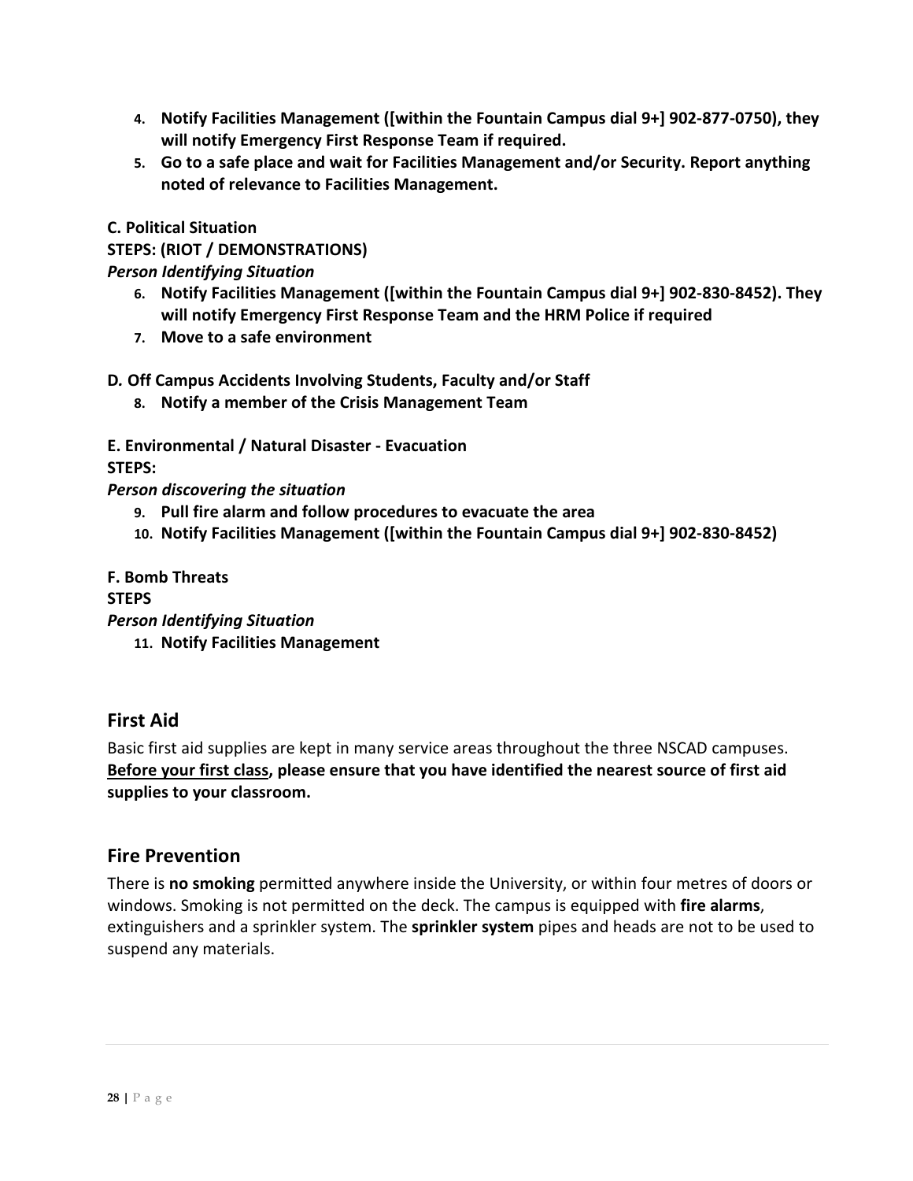4. **Notify Facilities Management ([within the Fountain Campus dial 9+] 902-877-0750), they will notify Emergency First Response Team if required.**
5. **Go to a safe place and wait for Facilities Management and/or Security. Report anything noted of relevance to Facilities Management.**

**C. Political Situation**

**STEPS: (RIOT / DEMONSTRATIONS)**

***Person Identifying Situation***

6. **Notify Facilities Management ([within the Fountain Campus dial 9+] 902-830-8452). They will notify Emergency First Response Team and the HRM Police if required**
7. **Move to a safe environment**

**D. Off Campus Accidents Involving Students, Faculty and/or Staff**

8. **Notify a member of the Crisis Management Team**

**E. Environmental / Natural Disaster - Evacuation**

**STEPS:**

***Person discovering the situation***

9. **Pull fire alarm and follow procedures to evacuate the area**
10. **Notify Facilities Management ([within the Fountain Campus dial 9+] 902-830-8452)**

**F. Bomb Threats**

**STEPS**

***Person Identifying Situation***

11. **Notify Facilities Management**

## First Aid

Basic first aid supplies are kept in many service areas throughout the three NSCAD campuses. **<u>Before your first class</u>, please ensure that you have identified the nearest source of first aid supplies to your classroom.**

## Fire Prevention

There is **no smoking** permitted anywhere inside the University, or within four metres of doors or windows. Smoking is not permitted on the deck. The campus is equipped with **fire alarms**, extinguishers and a sprinkler system. The **sprinkler system** pipes and heads are not to be used to suspend any materials.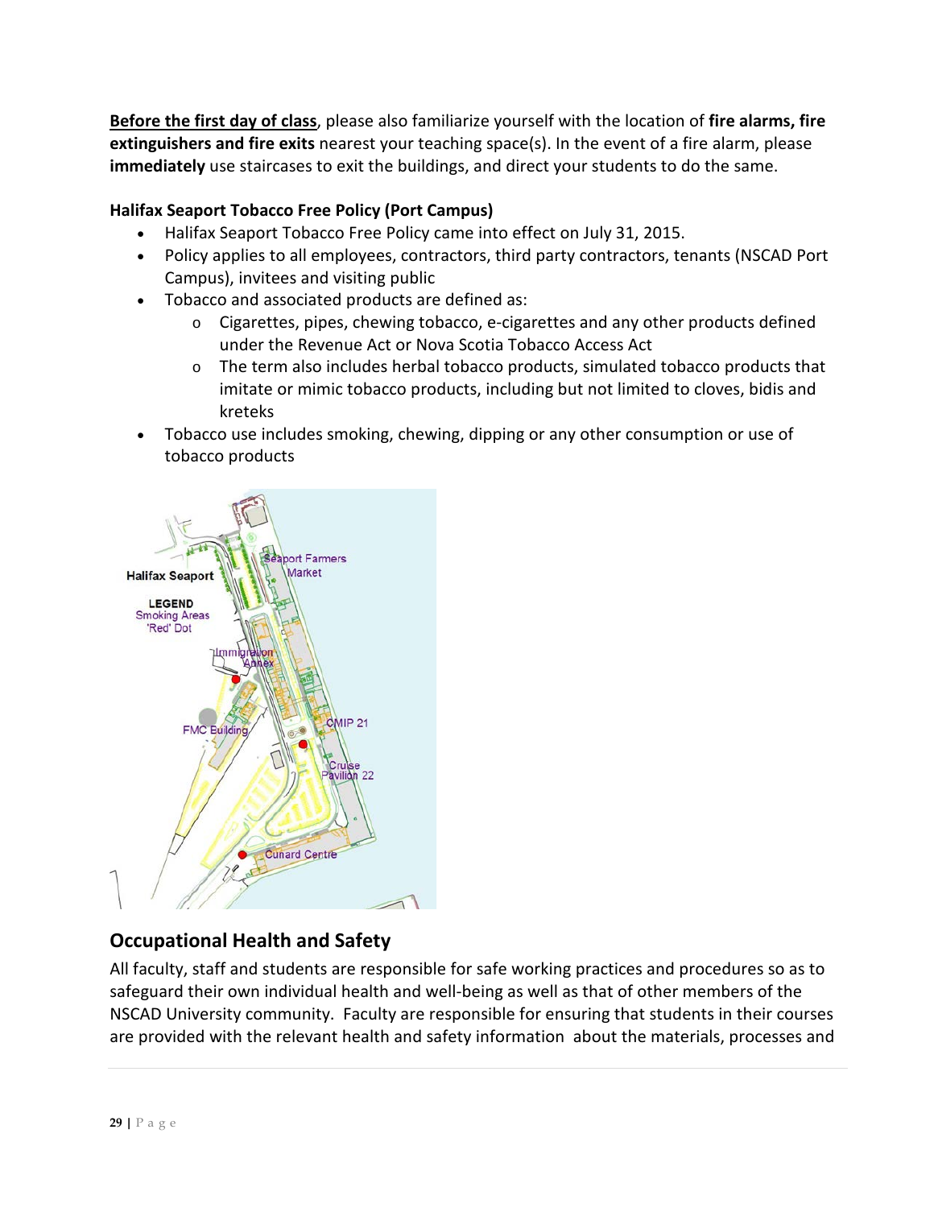**<u>Before the first day of class</u>**, please also familiarize yourself with the location of **fire alarms, fire extinguishers and fire exits** nearest your teaching space(s). In the event of a fire alarm, please **immediately** use staircases to exit the buildings, and direct your students to do the same.

**Halifax Seaport Tobacco Free Policy (Port Campus)**

- Halifax Seaport Tobacco Free Policy came into effect on July 31, 2015.
- Policy applies to all employees, contractors, third party contractors, tenants (NSCAD Port Campus), invitees and visiting public
- Tobacco and associated products are defined as:
  - Cigarettes, pipes, chewing tobacco, e-cigarettes and any other products defined under the Revenue Act or Nova Scotia Tobacco Access Act
  - The term also includes herbal tobacco products, simulated tobacco products that imitate or mimic tobacco products, including but not limited to cloves, bidis and kreteks
- Tobacco use includes smoking, chewing, dipping or any other consumption or use of tobacco products

## Occupational Health and Safety

All faculty, staff and students are responsible for safe working practices and procedures so as to safeguard their own individual health and well-being as well as that of other members of the NSCAD University community. Faculty are responsible for ensuring that students in their courses are provided with the relevant health and safety information about the materials, processes and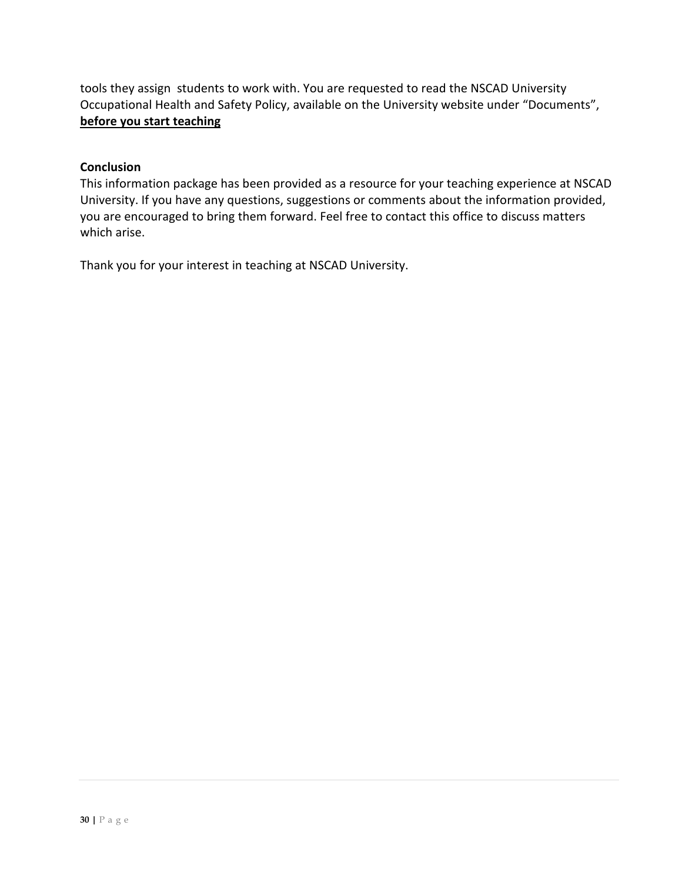tools they assign  students to work with. You are requested to read the NSCAD University Occupational Health and Safety Policy, available on the University website under "Documents", **before you start teaching**

**Conclusion**

This information package has been provided as a resource for your teaching experience at NSCAD University. If you have any questions, suggestions or comments about the information provided, you are encouraged to bring them forward. Feel free to contact this office to discuss matters which arise.

Thank you for your interest in teaching at NSCAD University.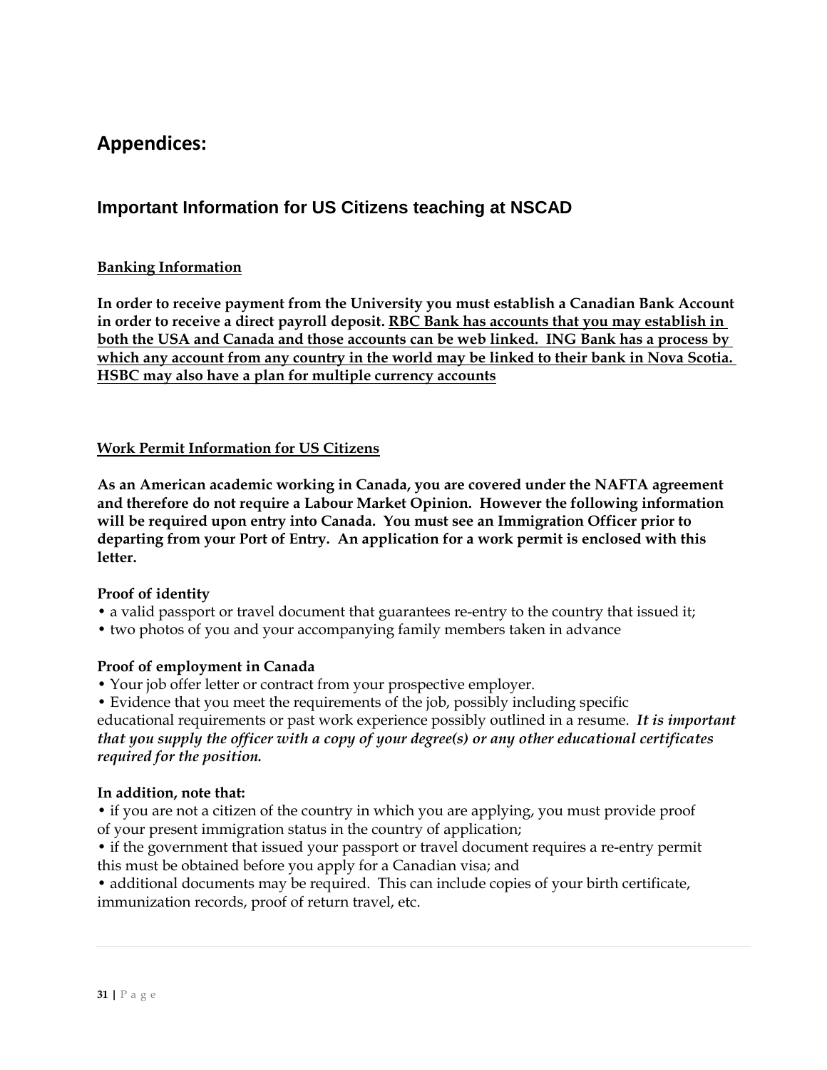# Appendices:

## Important Information for US Citizens teaching at NSCAD

### Banking Information

**In order to receive payment from the University you must establish a Canadian Bank Account in order to receive a direct payroll deposit. <u>RBC Bank has accounts that you may establish in both the USA and Canada and those accounts can be web linked. ING Bank has a process by which any account from any country in the world may be linked to their bank in Nova Scotia. HSBC may also have a plan for multiple currency accounts</u>**

### Work Permit Information for US Citizens

**As an American academic working in Canada, you are covered under the NAFTA agreement and therefore do not require a Labour Market Opinion. However the following information will be required upon entry into Canada. You must see an Immigration Officer prior to departing from your Port of Entry. An application for a work permit is enclosed with this letter.**

**Proof of identity**

- a valid passport or travel document that guarantees re-entry to the country that issued it;
- two photos of you and your accompanying family members taken in advance

**Proof of employment in Canada**

- Your job offer letter or contract from your prospective employer.
- Evidence that you meet the requirements of the job, possibly including specific educational requirements or past work experience possibly outlined in a resume. ***It is important that you supply the officer with a copy of your degree(s) or any other educational certificates required for the position.***

**In addition, note that:**

- if you are not a citizen of the country in which you are applying, you must provide proof of your present immigration status in the country of application;
- if the government that issued your passport or travel document requires a re-entry permit this must be obtained before you apply for a Canadian visa; and
- additional documents may be required. This can include copies of your birth certificate, immunization records, proof of return travel, etc.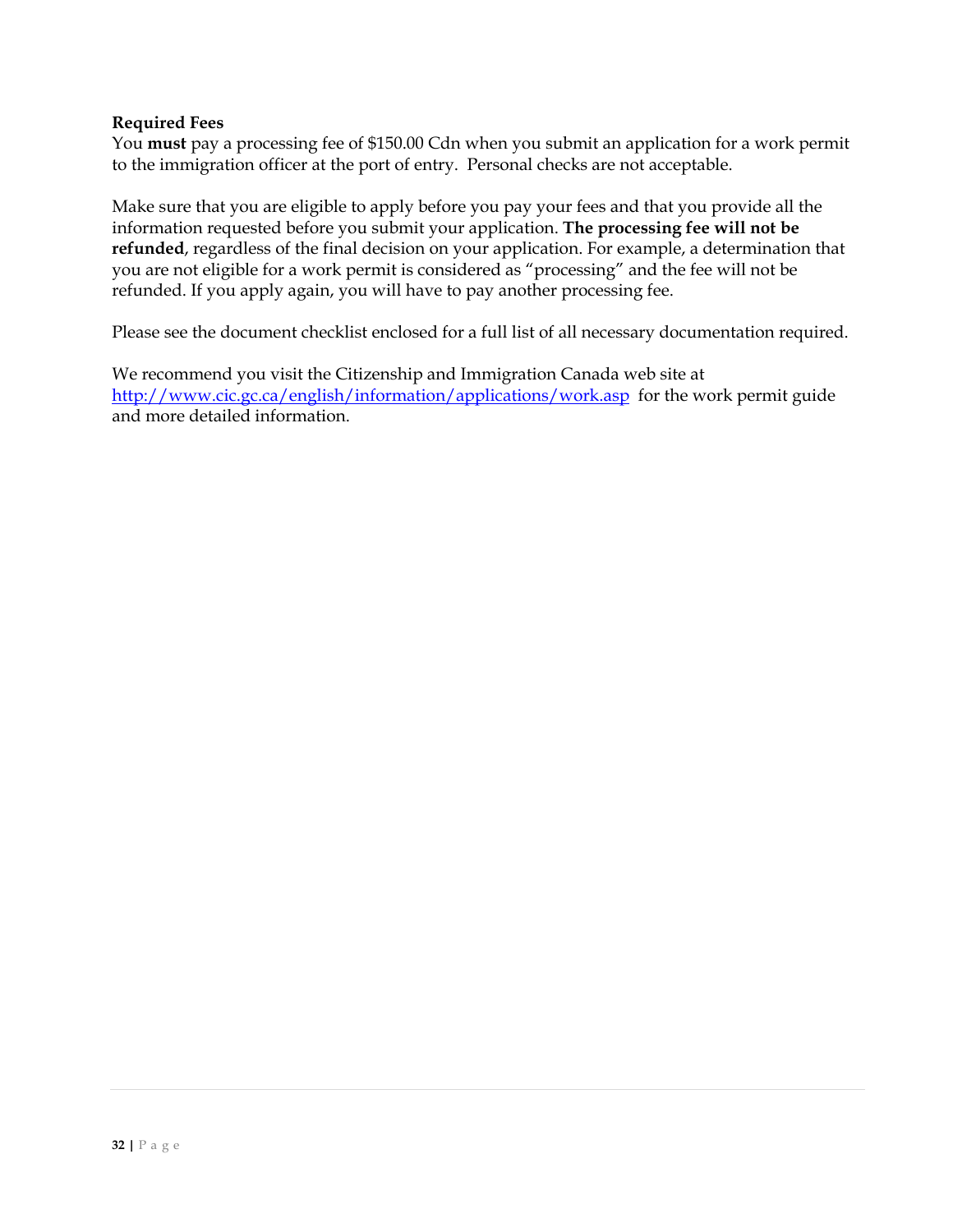**Required Fees**

You **must** pay a processing fee of $150.00 Cdn when you submit an application for a work permit to the immigration officer at the port of entry. Personal checks are not acceptable.

Make sure that you are eligible to apply before you pay your fees and that you provide all the information requested before you submit your application. **The processing fee will not be refunded**, regardless of the final decision on your application. For example, a determination that you are not eligible for a work permit is considered as "processing" and the fee will not be refunded. If you apply again, you will have to pay another processing fee.

Please see the document checklist enclosed for a full list of all necessary documentation required.

We recommend you visit the Citizenship and Immigration Canada web site at [http://www.cic.gc.ca/english/information/applications/work.asp](http://www.cic.gc.ca/english/information/applications/work.asp) for the work permit guide and more detailed information.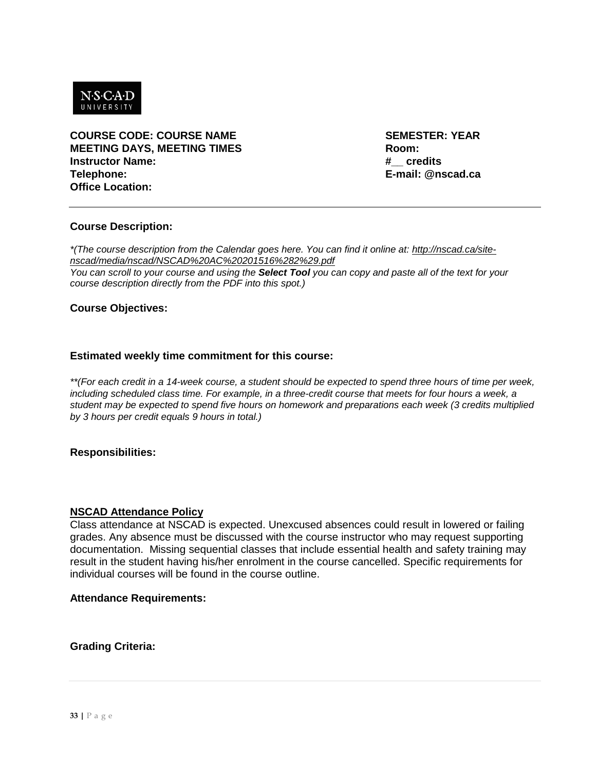NSCAD UNIVERSITY

**COURSE CODE: COURSE NAME**
**MEETING DAYS, MEETING TIMES**
**Instructor Name:**
**Telephone:**
**Office Location:**

**SEMESTER: YEAR**
**Room:**
**#__ credits**
**E-mail: @nscad.ca**

---

**Course Description:**

*\*(The course description from the Calendar goes here. You can find it online at: http://nscad.ca/site-nscad/media/nscad/NSCAD%20AC%20201516%282%29.pdf*
*You can scroll to your course and using the **Select Tool** you can copy and paste all of the text for your course description directly from the PDF into this spot.)*

**Course Objectives:**

**Estimated weekly time commitment for this course:**

*\*\*(For each credit in a 14-week course, a student should be expected to spend three hours of time per week, including scheduled class time. For example, in a three-credit course that meets for four hours a week, a student may be expected to spend five hours on homework and preparations each week (3 credits multiplied by 3 hours per credit equals 9 hours in total.)*

**Responsibilities:**

**<u>NSCAD Attendance Policy</u>**

Class attendance at NSCAD is expected. Unexcused absences could result in lowered or failing grades. Any absence must be discussed with the course instructor who may request supporting documentation. Missing sequential classes that include essential health and safety training may result in the student having his/her enrolment in the course cancelled. Specific requirements for individual courses will be found in the course outline.

**Attendance Requirements:**

**Grading Criteria:**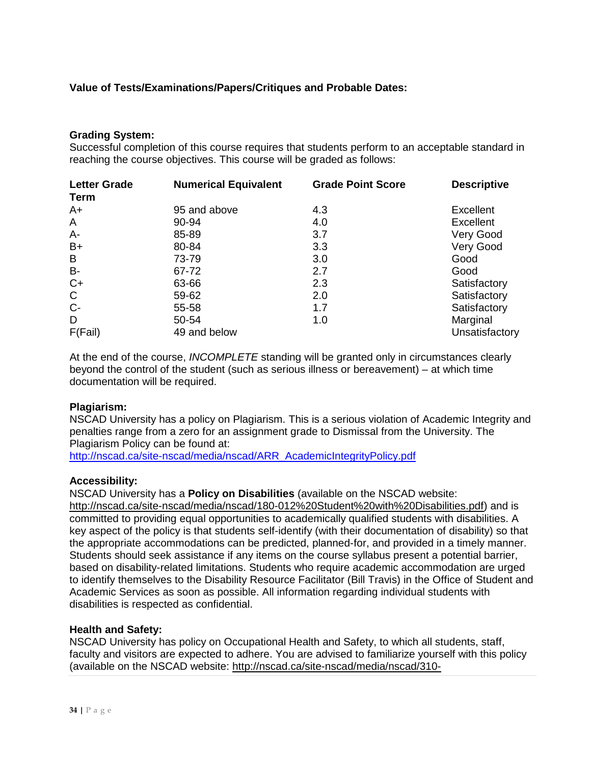**Value of Tests/Examinations/Papers/Critiques and Probable Dates:**

**Grading System:**
Successful completion of this course requires that students perform to an acceptable standard in reaching the course objectives. This course will be graded as follows:

| Letter Grade Term | Numerical Equivalent | Grade Point Score | Descriptive |
|---|---|---|---|
| A+ | 95 and above | 4.3 | Excellent |
| A | 90-94 | 4.0 | Excellent |
| A- | 85-89 | 3.7 | Very Good |
| B+ | 80-84 | 3.3 | Very Good |
| B | 73-79 | 3.0 | Good |
| B- | 67-72 | 2.7 | Good |
| C+ | 63-66 | 2.3 | Satisfactory |
| C | 59-62 | 2.0 | Satisfactory |
| C- | 55-58 | 1.7 | Satisfactory |
| D | 50-54 | 1.0 | Marginal |
| F(Fail) | 49 and below | | Unsatisfactory |

At the end of the course, *INCOMPLETE* standing will be granted only in circumstances clearly beyond the control of the student (such as serious illness or bereavement) – at which time documentation will be required.

**Plagiarism:**
NSCAD University has a policy on Plagiarism. This is a serious violation of Academic Integrity and penalties range from a zero for an assignment grade to Dismissal from the University. The Plagiarism Policy can be found at:
http://nscad.ca/site-nscad/media/nscad/ARR_AcademicIntegrityPolicy.pdf

**Accessibility:**
NSCAD University has a **Policy on Disabilities** (available on the NSCAD website: http://nscad.ca/site-nscad/media/nscad/180-012%20Student%20with%20Disabilities.pdf) and is committed to providing equal opportunities to academically qualified students with disabilities. A key aspect of the policy is that students self-identify (with their documentation of disability) so that the appropriate accommodations can be predicted, planned-for, and provided in a timely manner. Students should seek assistance if any items on the course syllabus present a potential barrier, based on disability-related limitations. Students who require academic accommodation are urged to identify themselves to the Disability Resource Facilitator (Bill Travis) in the Office of Student and Academic Services as soon as possible. All information regarding individual students with disabilities is respected as confidential.

**Health and Safety:**
NSCAD University has policy on Occupational Health and Safety, to which all students, staff, faculty and visitors are expected to adhere. You are advised to familiarize yourself with this policy (available on the NSCAD website: http://nscad.ca/site-nscad/media/nscad/310-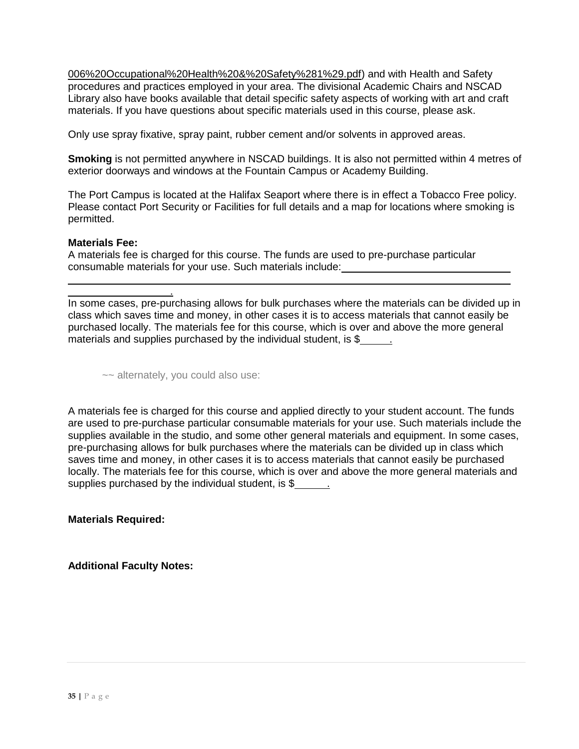006%20Occupational%20Health%20&%20Safety%281%29.pdf) and with Health and Safety procedures and practices employed in your area. The divisional Academic Chairs and NSCAD Library also have books available that detail specific safety aspects of working with art and craft materials. If you have questions about specific materials used in this course, please ask.

Only use spray fixative, spray paint, rubber cement and/or solvents in approved areas.

**Smoking** is not permitted anywhere in NSCAD buildings. It is also not permitted within 4 metres of exterior doorways and windows at the Fountain Campus or Academy Building.

The Port Campus is located at the Halifax Seaport where there is in effect a Tobacco Free policy. Please contact Port Security or Facilities for full details and a map for locations where smoking is permitted.

**Materials Fee:**
A materials fee is charged for this course. The funds are used to pre-purchase particular consumable materials for your use. Such materials include: ______________________________
______________________________________________________________________________
__________________.
In some cases, pre-purchasing allows for bulk purchases where the materials can be divided up in class which saves time and money, in other cases it is to access materials that cannot easily be purchased locally. The materials fee for this course, which is over and above the more general materials and supplies purchased by the individual student, is $_____.

~~ alternately, you could also use:

A materials fee is charged for this course and applied directly to your student account. The funds are used to pre-purchase particular consumable materials for your use. Such materials include the supplies available in the studio, and some other general materials and equipment. In some cases, pre-purchasing allows for bulk purchases where the materials can be divided up in class which saves time and money, in other cases it is to access materials that cannot easily be purchased locally. The materials fee for this course, which is over and above the more general materials and supplies purchased by the individual student, is $______.

**Materials Required:**

**Additional Faculty Notes:**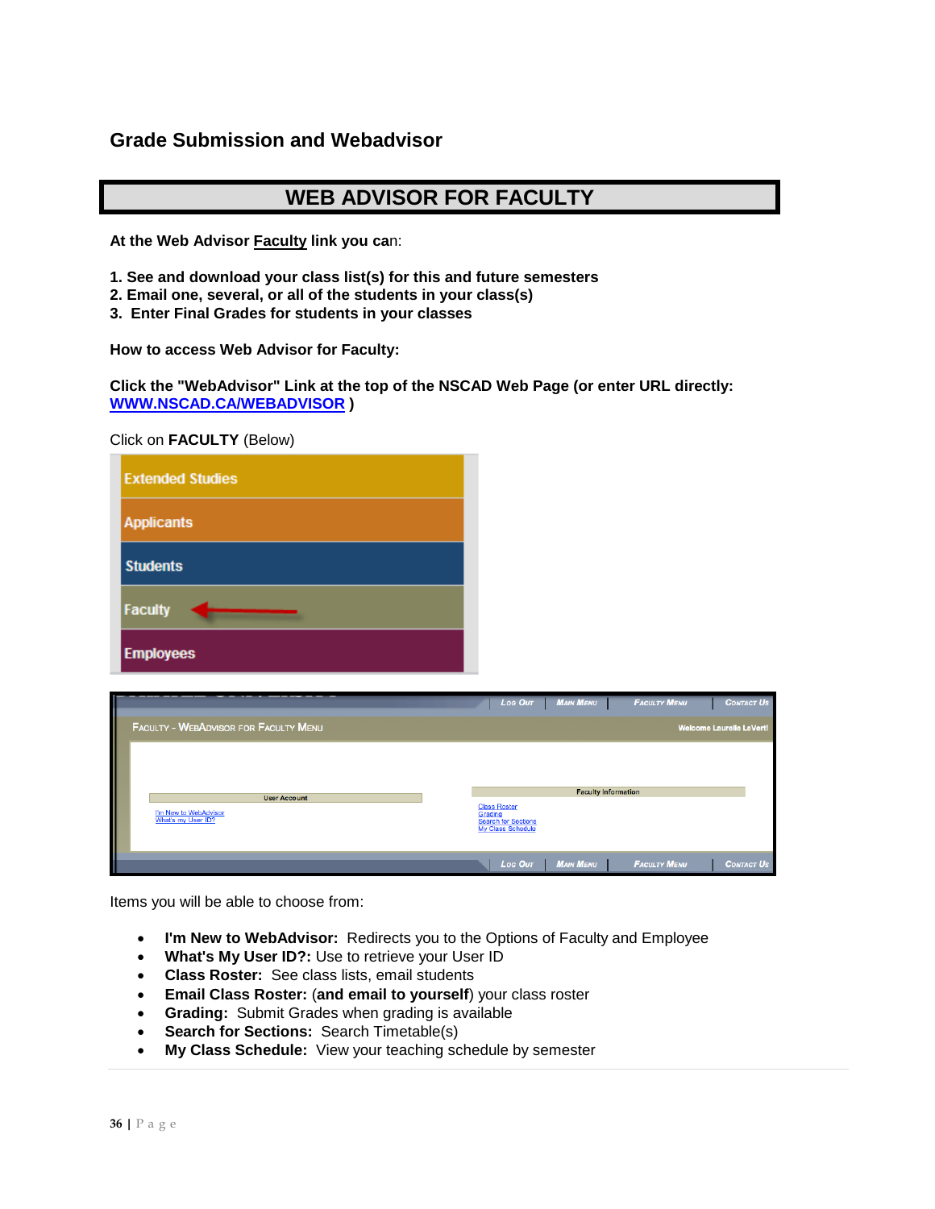## Grade Submission and Webadvisor

# WEB ADVISOR FOR FACULTY

**At the Web Advisor Faculty link you ca**n:

**1. See and download your class list(s) for this and future semesters**
**2. Email one, several, or all of the students in your class(s)**
**3. Enter Final Grades for students in your classes**

**How to access Web Advisor for Faculty:**

**Click the "WebAdvisor" Link at the top of the NSCAD Web Page (or enter URL directly: WWW.NSCAD.CA/WEBADVISOR )**

Click on **FACULTY** (Below)

Items you will be able to choose from:

- **I'm New to WebAdvisor:** Redirects you to the Options of Faculty and Employee
- **What's My User ID?:** Use to retrieve your User ID
- **Class Roster:** See class lists, email students
- **Email Class Roster:** (**and email to yourself**) your class roster
- **Grading:** Submit Grades when grading is available
- **Search for Sections:** Search Timetable(s)
- **My Class Schedule:** View your teaching schedule by semester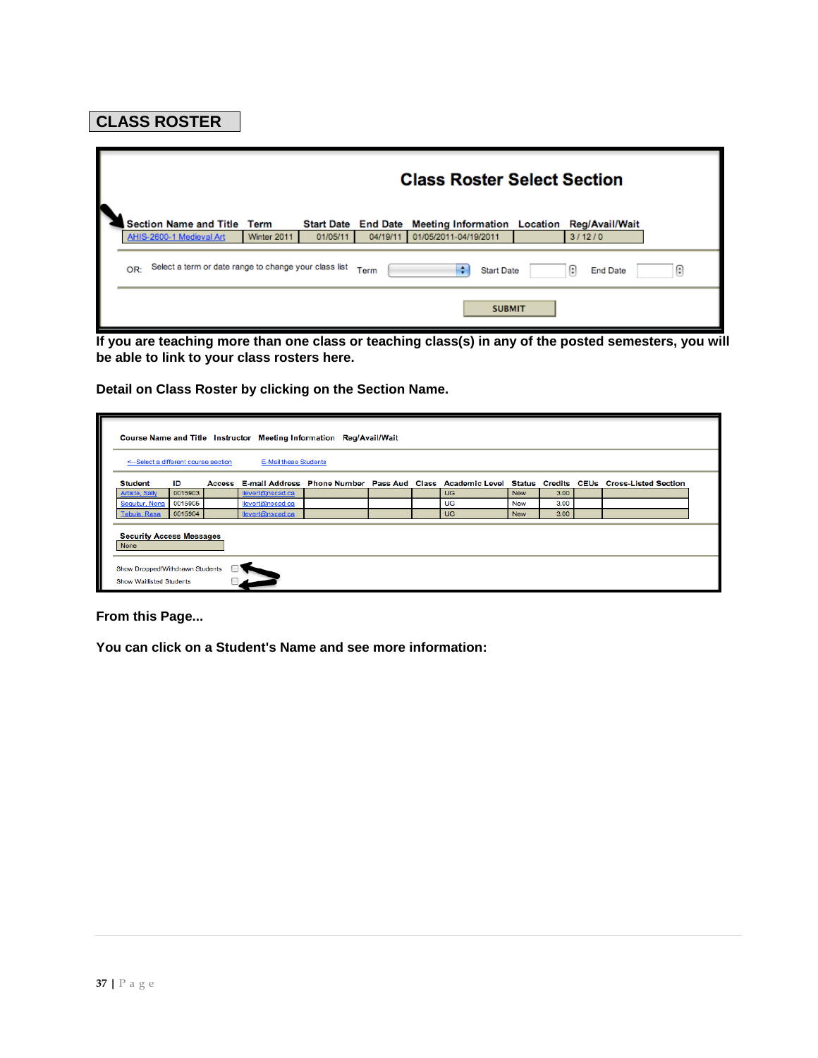## CLASS ROSTER

**Class Roster Select Section**

| Section Name and Title | Term | Start Date | End Date | Meeting Information | Location | Reg/Avail/Wait |
|---|---|---|---|---|---|---|
| AHIS-2600-1 Medieval Art | Winter 2011 | 01/05/11 | 04/19/11 | 01/05/2011-04/19/2011 | | 3 / 12 / 0 |

OR: Select a term or date range to change your class list Term Start Date End Date

SUBMIT

**If you are teaching more than one class or teaching class(s) in any of the posted semesters, you will be able to link to your class rosters here.**

**Detail on Class Roster by clicking on the Section Name.**

Course Name and Title Instructor Meeting Information Reg/Avail/Wait

<--Select a different course section E-Mail these Students

| Student | ID | Access | E-mail Address | Phone Number | Pass Aud | Class | Academic Level | Status | Credits | CEUs | Cross-Listed Section |
|---|---|---|---|---|---|---|---|---|---|---|---|
| Artista, Sally | 0015903 | | llevert@nscad.ca | | | | UG | New | 3.00 | | |
| Sequitur, Nona | 0015905 | | llevert@nscad.ca | | | | UG | New | 3.00 | | |
| Tabula, Rasa | 0015904 | | llevert@nscad.ca | | | | UG | New | 3.00 | | |

Security Access Messages

None

Show Dropped/Withdrawn Students

Show Waitlisted Students

**From this Page...**

**You can click on a Student's Name and see more information:**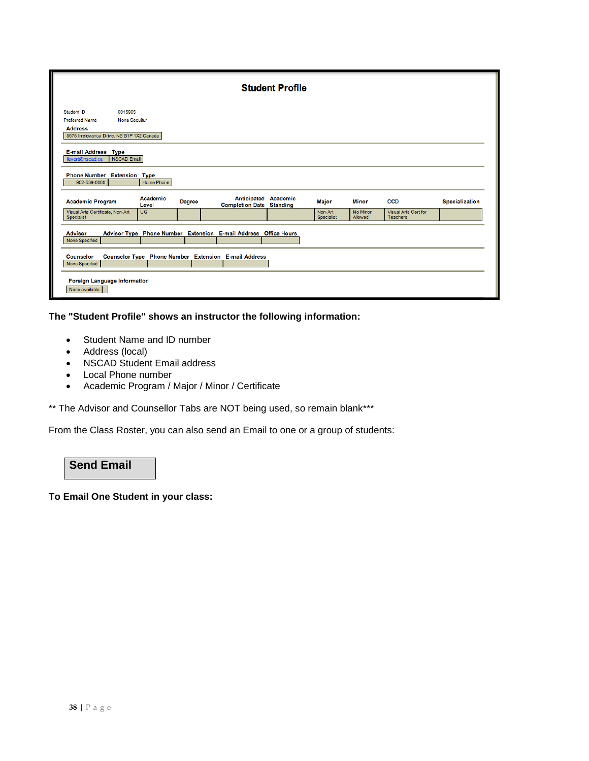## Student Profile

Student ID 0015605
Preferred Name Nona Sequitur

**Address**

5676 Irrelevancy Drive, NS B1P 1X2 Canada

| E-mail Address | Type |
|---|---|
| llevert@nscad.ca | NSCAD Email |

| Phone Number | Extension | Type |
|---|---|---|
| 902-539-0000 | | Home Phone |

| Academic Program | Academic Level | Degree | Anticipated Completion Date | Academic Standing | Major | Minor | CCD | Specialization |
|---|---|---|---|---|---|---|---|---|
| Visual Arts Certificate, Non-Art Specialist | UG | | | | Non-Art Specialist | No Minor Allowed | Visual Arts Cert for Teachers | |

| Advisor | Advisor Type | Phone Number | Extension | E-mail Address | Office Hours |
|---|---|---|---|---|---|
| None Specified | | | | | |

| Counselor | Counselor Type | Phone Number | Extension | E-mail Address |
|---|---|---|---|---|
| None Specified | | | | |

**Foreign Language Information**

None available

**The "Student Profile" shows an instructor the following information:**

- Student Name and ID number
- Address (local)
- NSCAD Student Email address
- Local Phone number
- Academic Program / Major / Minor / Certificate

** The Advisor and Counsellor Tabs are NOT being used, so remain blank***

From the Class Roster, you can also send an Email to one or a group of students:

**Send Email**

**To Email One Student in your class:**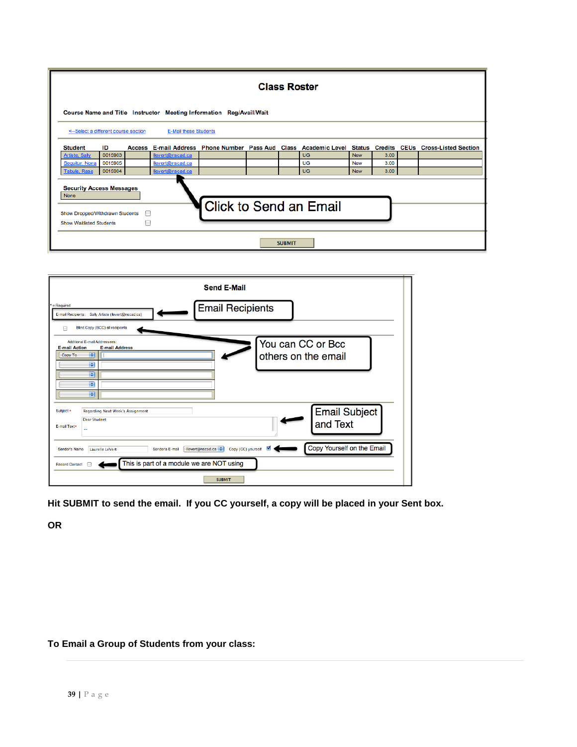**Class Roster**

Course Name and Title   Instructor   Meeting Information   Reg/Avail/Wait

<--Select a different course section   E-Mail these Students

| Student | ID | Access | E-mail Address | Phone Number | Pass Aud | Class | Academic Level | Status | Credits | CEUs | Cross-Listed Section |
|---|---|---|---|---|---|---|---|---|---|---|---|
| Artiste, Sally | 0015903 | | llevert@nscad.ca | | | | UG | New | 3.00 | | |
| Sequitur, Nona | 0015905 | | llevert@nscad.ca | | | | UG | New | 3.00 | | |
| Tabula, Rasa | 0015904 | | llevert@nscad.ca | | | | UG | New | 3.00 | | |

Security Access Messages
None

Click to Send an Email

Show Dropped/Withdrawn Students
Show Waitlisted Students

SUBMIT

**Send E-Mail**

* = Required

E-mail Recipients: Sally Artiste (llevert@nscad.ca)

Email Recipients

Blind Copy (BCC) all recipients

Additional E-mail Addressees:

E-mail Action   E-mail Address

Copy To

You can CC or Bcc others on the email

Subject:* Regarding Next Week's Assignment

E-mail Text* Dear Student ...

Email Subject and Text

Sender's Name Laurelle LeVert   Sender's E-mail llevert@nscad.ca   Copy (CC) yourself

Copy Yourself on the Email

Record Contact

This is part of a module we are NOT using

SUBMIT

**Hit SUBMIT to send the email. If you CC yourself, a copy will be placed in your Sent box.**

**OR**

**To Email a Group of Students from your class:**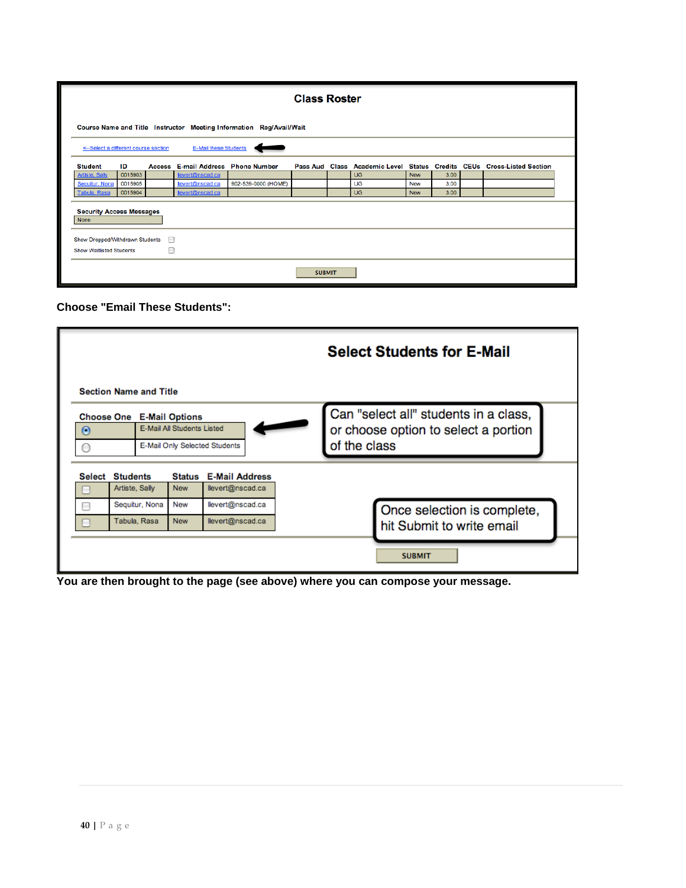## Class Roster

Course Name and Title | Instructor | Meeting Information | Reg/Avail/Wait

<--Select a different course section    E-Mail these Students

| Student | ID | Access | E-mail Address | Phone Number | Pass Aud | Class | Academic Level | Status | Credits | CEUs | Cross-Listed Section |
|---|---|---|---|---|---|---|---|---|---|---|---|
| Artiste, Sally | 0015903 | | levert@nscad.ca | | | | UG | New | 3.00 | | |
| Sequitur, Nona | 0015905 | | levert@nscad.ca | 902-539-0000 (HOME) | | | UG | New | 3.00 | | |
| Tabula, Rasa | 0015904 | | levert@nscad.ca | | | | UG | New | 3.00 | | |

Security Access Messages

None

Show Dropped/Withdrawn Students

Show Waitlisted Students

SUBMIT

**Choose "Email These Students":**

## Select Students for E-Mail

Section Name and Title

| Choose One | E-Mail Options |
|---|---|
| (selected) | E-Mail All Students Listed |
| | E-Mail Only Selected Students |

Can "select all" students in a class, or choose option to select a portion of the class

| Select | Students | Status | E-Mail Address |
|---|---|---|---|
| | Artiste, Sally | New | llevert@nscad.ca |
| | Sequitur, Nona | New | llevert@nscad.ca |
| | Tabula, Rasa | New | llevert@nscad.ca |

Once selection is complete, hit Submit to write email

SUBMIT

**You are then brought to the page (see above) where you can compose your message.**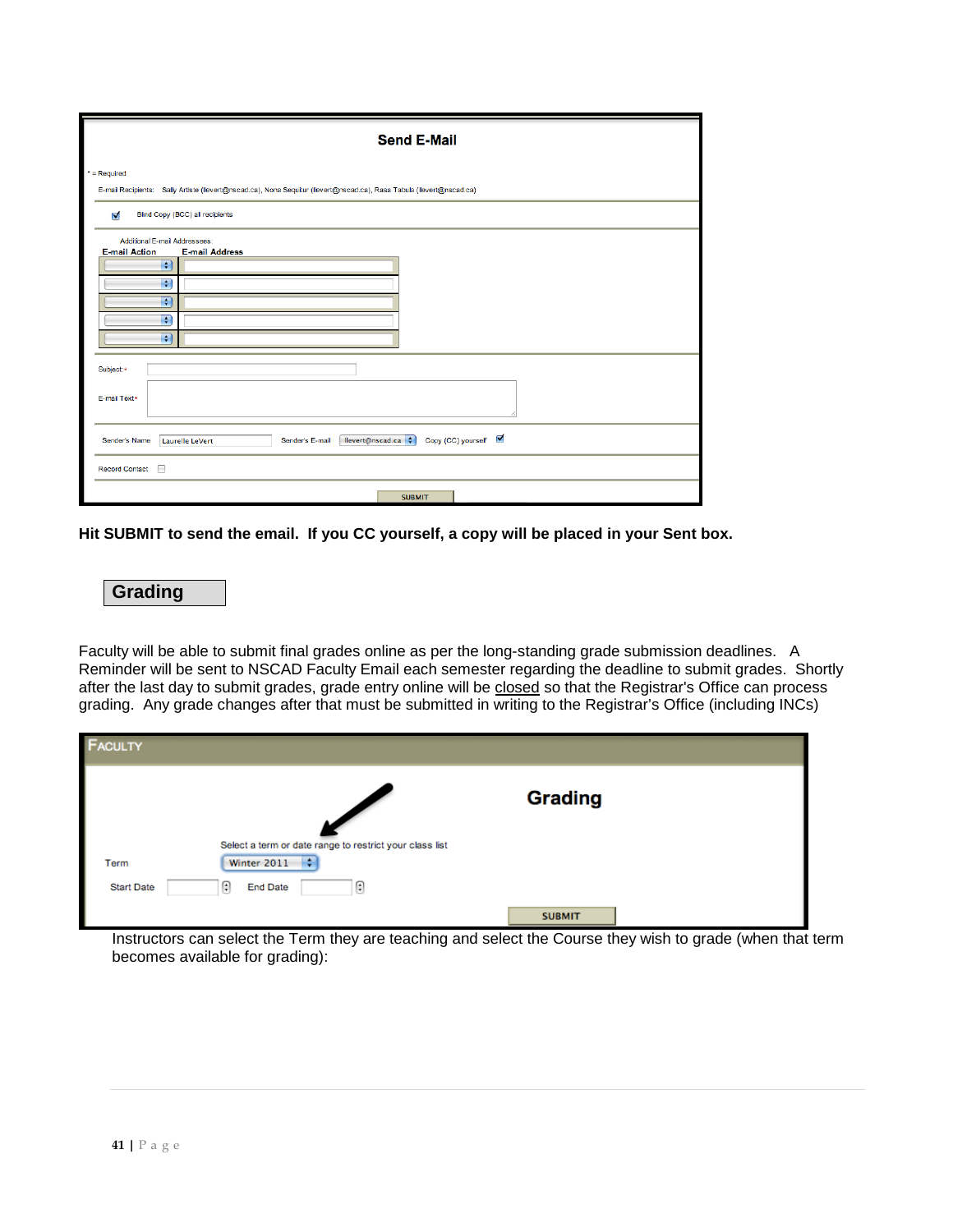**Hit SUBMIT to send the email. If you CC yourself, a copy will be placed in your Sent box.**

## Grading

Faculty will be able to submit final grades online as per the long-standing grade submission deadlines. A Reminder will be sent to NSCAD Faculty Email each semester regarding the deadline to submit grades. Shortly after the last day to submit grades, grade entry online will be closed so that the Registrar's Office can process grading. Any grade changes after that must be submitted in writing to the Registrar's Office (including INCs)

Instructors can select the Term they are teaching and select the Course they wish to grade (when that term becomes available for grading):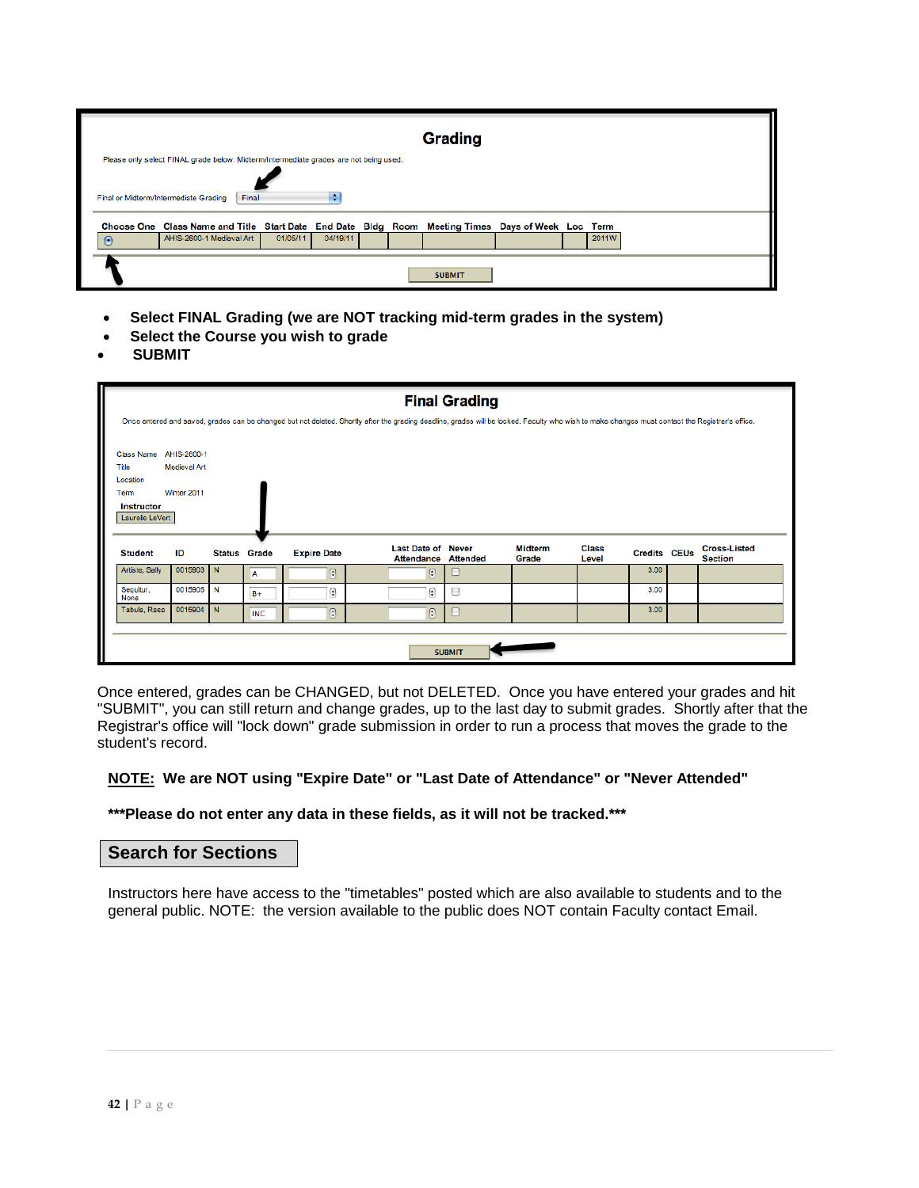## Grading

Please only select FINAL grade below. Midterm/Intermediate grades are not being used.

Final or Midterm/Intermediate Grading: Final

| Choose One | Class Name and Title | Start Date | End Date | Bldg | Room | Meeting Times | Days of Week | Loc | Term |
|---|---|---|---|---|---|---|---|---|---|
| ⦿ | AHIS-2600-1 Medieval Art | 01/05/11 | 04/19/11 | | | | | | 2011W |

SUBMIT

- **Select FINAL Grading (we are NOT tracking mid-term grades in the system)**
- **Select the Course you wish to grade**
- **SUBMIT**

## Final Grading

Once entered and saved, grades can be changed but not deleted. Shortly after the grading deadline, grades will be locked. Faculty who wish to make changes must contact the Registrar's office.

Class Name AHIS-2600-1
Title Medieval Art
Location
Term Winter 2011
Instructor
Laurelle LeVert

| Student | ID | Status | Grade | Expire Date | Last Date of Attendance | Never Attended | Midterm Grade | Class Level | Credits | CEUs | Cross-Listed Section |
|---|---|---|---|---|---|---|---|---|---|---|---|
| Artiste, Sally | 0015903 | N | A | | | ☐ | | | 3.00 | | |
| Sepultur, None | 0015905 | N | B+ | | | ☐ | | | 3.00 | | |
| Tabula, Rasa | 0015904 | N | INC | | | ☐ | | | 3.00 | | |

SUBMIT

Once entered, grades can be CHANGED, but not DELETED. Once you have entered your grades and hit "SUBMIT", you can still return and change grades, up to the last day to submit grades. Shortly after that the Registrar's office will "lock down" grade submission in order to run a process that moves the grade to the student's record.

**NOTE: We are NOT using "Expire Date" or "Last Date of Attendance" or "Never Attended"**

**\*\*\*Please do not enter any data in these fields, as it will not be tracked.\*\*\***

## Search for Sections

Instructors here have access to the "timetables" posted which are also available to students and to the general public. NOTE: the version available to the public does NOT contain Faculty contact Email.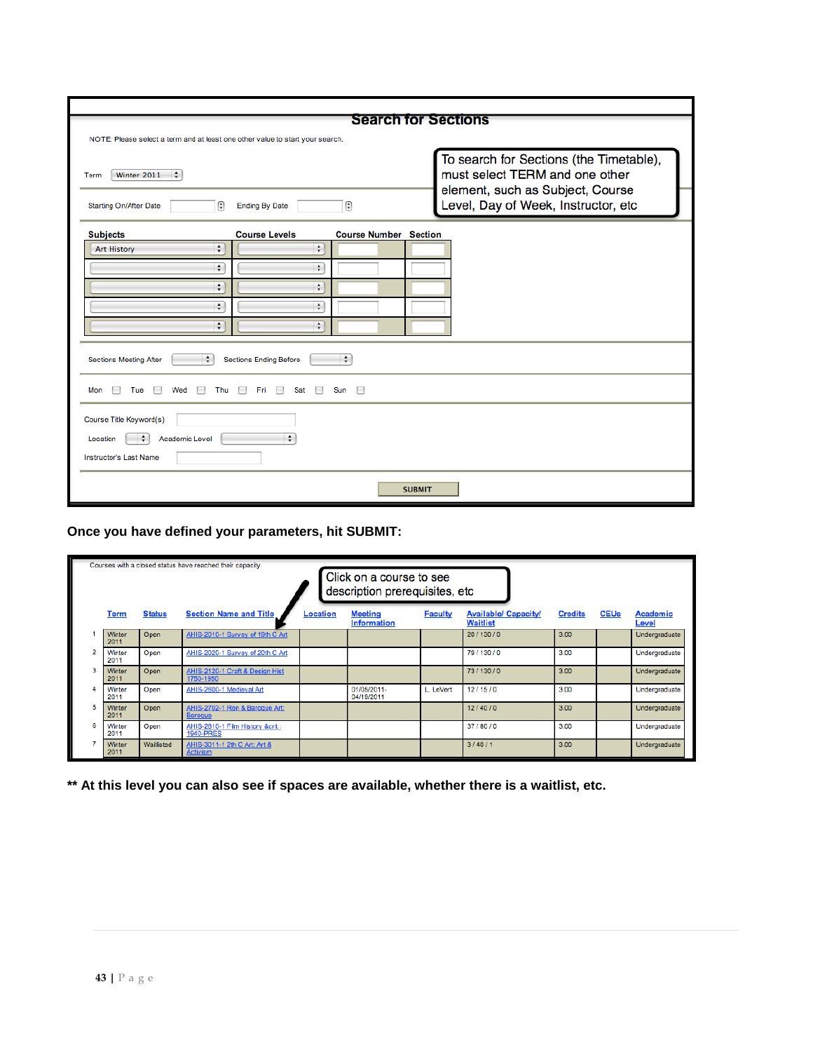## Search for Sections

NOTE: Please select a term and at least one other value to start your search.

To search for Sections (the Timetable), must select TERM and one other element, such as Subject, Course Level, Day of Week, Instructor, etc

Term: Winter 2011

Starting On/After Date | Ending By Date

| Subjects | Course Levels | Course Number | Section |
|---|---|---|---|
| Art History | | | |
| | | | |
| | | | |
| | | | |
| | | | |

Sections Meeting After | Sections Ending Before

Mon | Tue | Wed | Thu | Fri | Sat | Sun

Course Title Keyword(s)

Location | Academic Level

Instructor's Last Name

SUBMIT

**Once you have defined your parameters, hit SUBMIT:**

Courses with a closed status have reached their capacity

Click on a course to see description prerequisites, etc

| | Term | Status | Section Name and Title | Location | Meeting Information | Faculty | Available/ Capacity/ Waitlist | Credits | CEUs | Academic Level |
|---|---|---|---|---|---|---|---|---|---|---|
| 1 | Winter 2011 | Open | AHIS-2010-1 Survey of 19th C Art | | | | 20 / 130 / 0 | 3.00 | | Undergraduate |
| 2 | Winter 2011 | Open | AHIS-2020-1 Survey of 20th C Art | | | | 79 / 130 / 0 | 3.00 | | Undergraduate |
| 3 | Winter 2011 | Open | AHIS-2120-1 Craft & Design Hist 1750-1950 | | | | 73 / 130 / 0 | 3.00 | | Undergraduate |
| 4 | Winter 2011 | Open | AHIS-2600-1 Medieval Art | | 01/05/2011-04/19/2011 | L. LeVert | 12 / 15 / 0 | 3.00 | | Undergraduate |
| 5 | Winter 2011 | Open | AHIS-2702-1 Ren & Baroque Art: Baroque | | | | 12 / 40 / 0 | 3.00 | | Undergraduate |
| 6 | Winter 2011 | Open | AHIS-2810-1 Film History &crit.: 1940-PRES | | | | 37 / 80 / 0 | 3.00 | | Undergraduate |
| 7 | Winter 2011 | Waitlisted | AHIS-3011-1 2th C Art: Art & Activism | | | | 3 / 40 / 1 | 3.00 | | Undergraduate |

**\*\* At this level you can also see if spaces are available, whether there is a waitlist, etc.**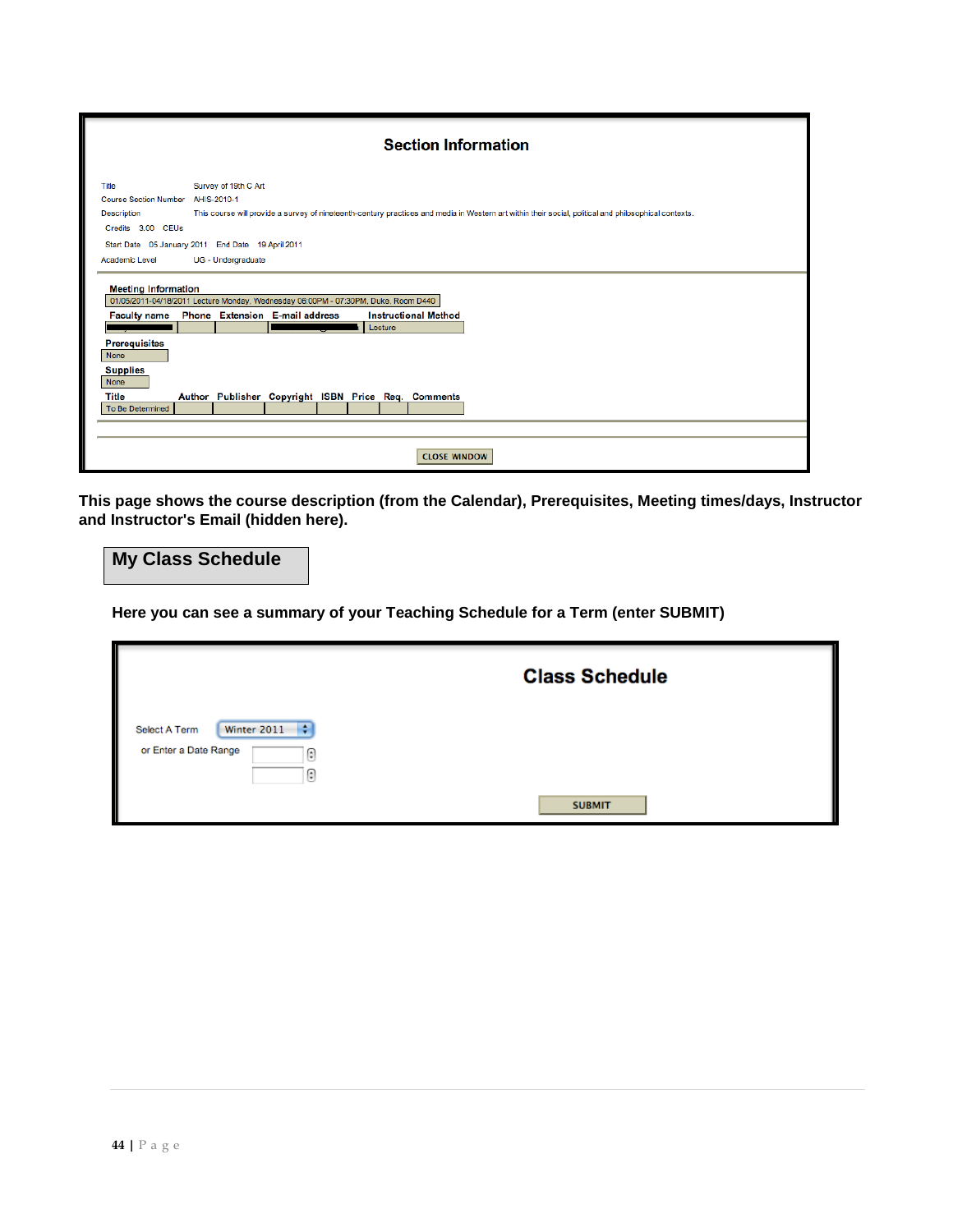## Section Information

Title: Survey of 19th C Art
Course Section Number: AHIS-2010-1
Description: This course will provide a survey of nineteenth-century practices and media in Western art within their social, political and philosophical contexts.
Credits 3.00 CEUs
Start Date 05 January 2011 End Date 19 April 2011
Academic Level: UG - Undergraduate

**Meeting Information**
01/05/2011-04/18/2011 Lecture Monday, Wednesday 06:00PM - 07:30PM, Duke, Room D440

| Faculty name | Phone | Extension | E-mail address | Instructional Method |
|---|---|---|---|---|
| | | | | Lecture |

**Prerequisites**
None

**Supplies**
None

| Title | Author | Publisher | Copyright | ISBN | Price | Req. | Comments |
|---|---|---|---|---|---|---|---|
| To Be Determined | | | | | | | |

CLOSE WINDOW

**This page shows the course description (from the Calendar), Prerequisites, Meeting times/days, Instructor and Instructor's Email (hidden here).**

## My Class Schedule

**Here you can see a summary of your Teaching Schedule for a Term (enter SUBMIT)**

## Class Schedule

Select A Term: Winter 2011
or Enter a Date Range

SUBMIT